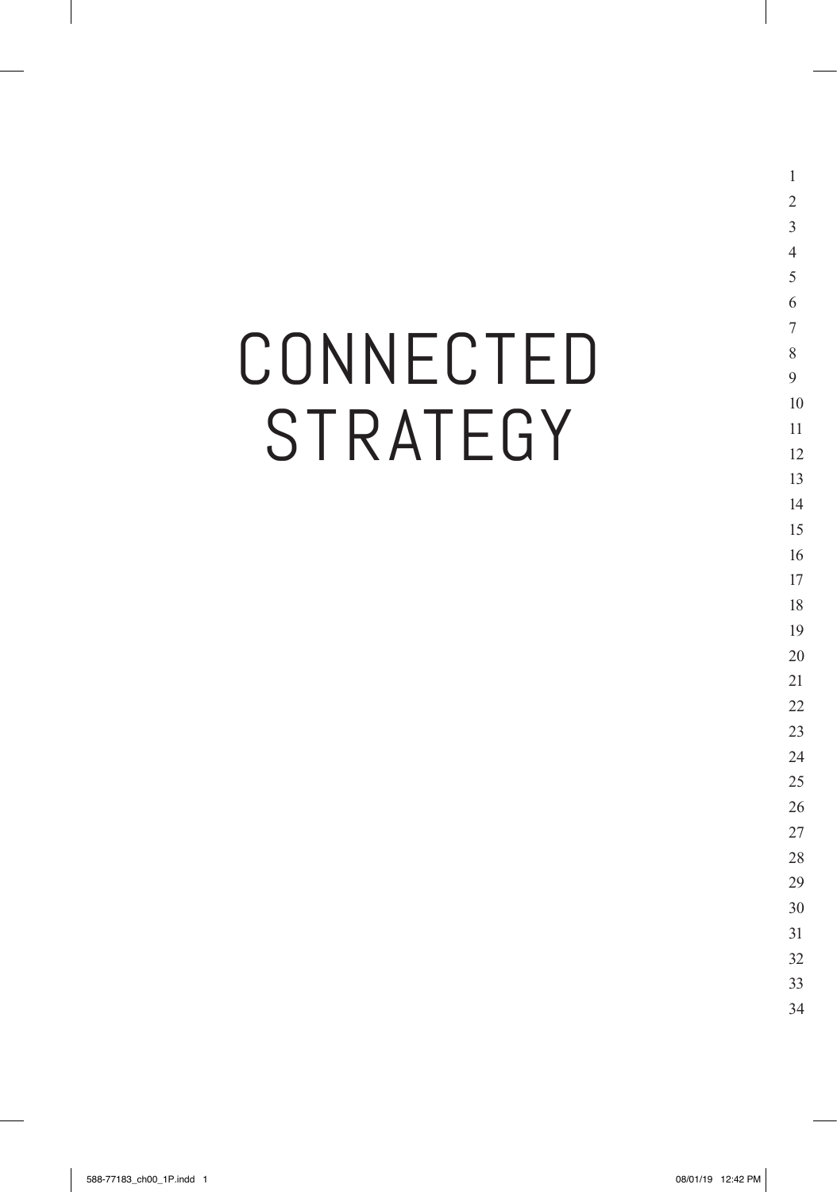# CONNECTED STRATEGY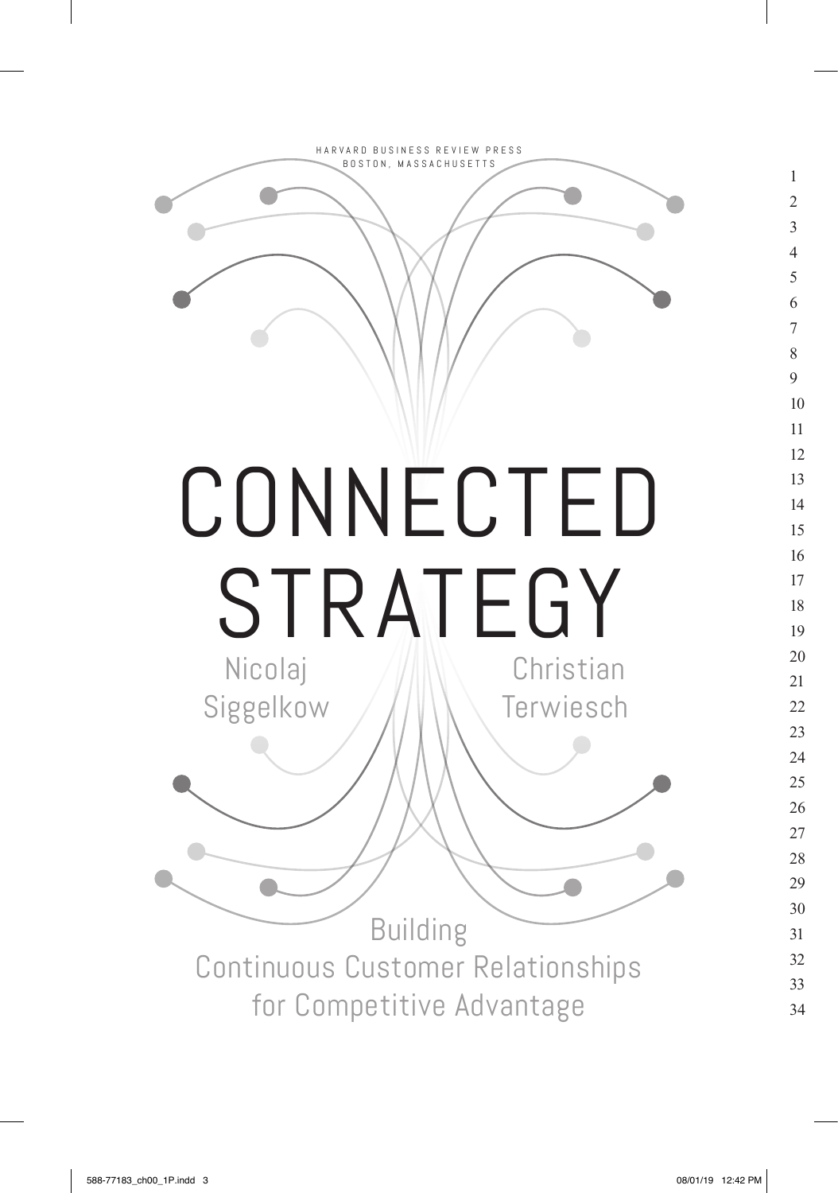HARVARD BUSINESS REVIEW PRESS
BOSTON, MASSACHUSETTS

# CONNECTED STRATEGY

Nicolaj Siggelkow

Christian Terwiesch

## Building Continuous Customer Relationships for Competitive Advantage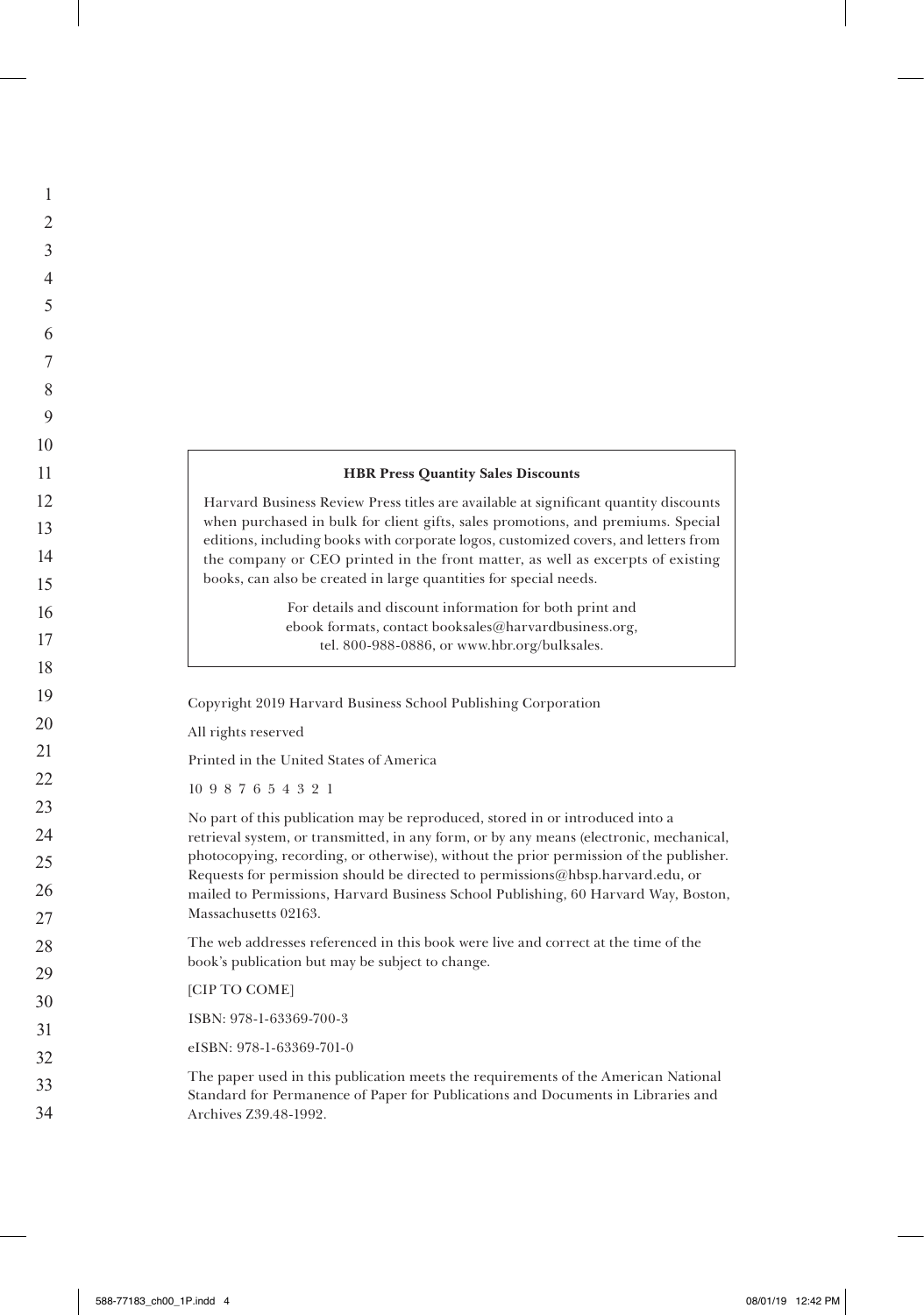**HBR Press Quantity Sales Discounts**

Harvard Business Review Press titles are available at significant quantity discounts when purchased in bulk for client gifts, sales promotions, and premiums. Special editions, including books with corporate logos, customized covers, and letters from the company or CEO printed in the front matter, as well as excerpts of existing books, can also be created in large quantities for special needs.

For details and discount information for both print and ebook formats, contact booksales@harvardbusiness.org, tel. 800-988-0886, or www.hbr.org/bulksales.

Copyright 2019 Harvard Business School Publishing Corporation

All rights reserved

Printed in the United States of America

10 9 8 7 6 5 4 3 2 1

No part of this publication may be reproduced, stored in or introduced into a retrieval system, or transmitted, in any form, or by any means (electronic, mechanical, photocopying, recording, or otherwise), without the prior permission of the publisher. Requests for permission should be directed to permissions@hbsp.harvard.edu, or mailed to Permissions, Harvard Business School Publishing, 60 Harvard Way, Boston, Massachusetts 02163.

The web addresses referenced in this book were live and correct at the time of the book's publication but may be subject to change.

[CIP TO COME]

ISBN: 978-1-63369-700-3

eISBN: 978-1-63369-701-0

The paper used in this publication meets the requirements of the American National Standard for Permanence of Paper for Publications and Documents in Libraries and Archives Z39.48-1992.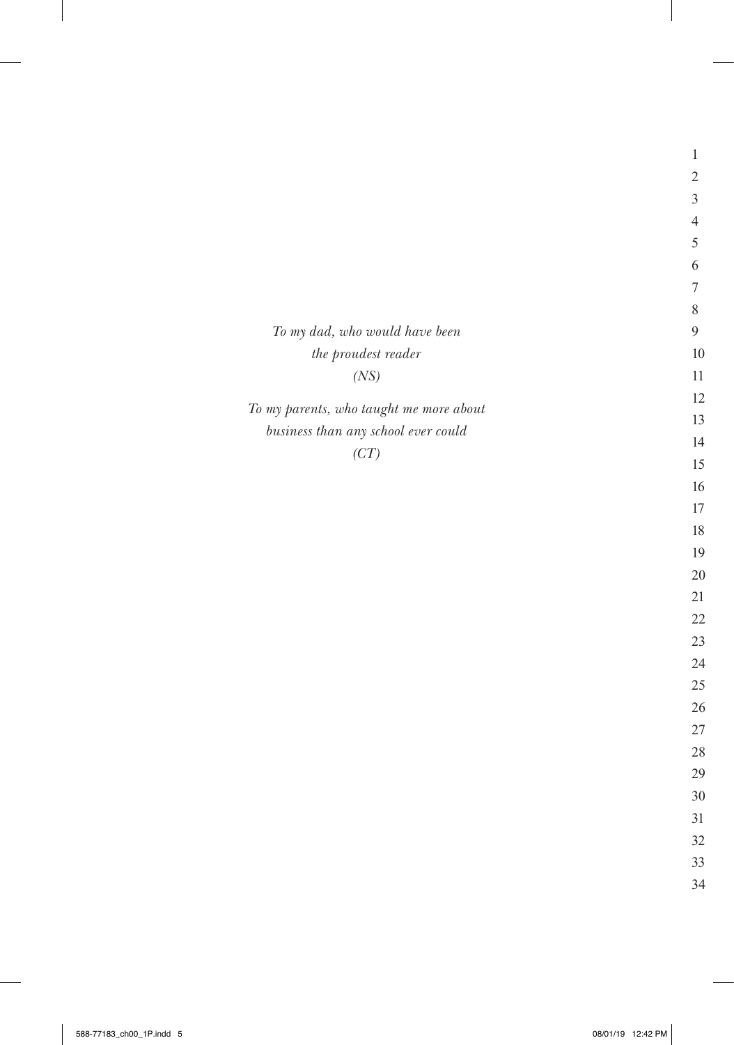*To my dad, who would have been*
*the proudest reader*
*(NS)*

*To my parents, who taught me more about*
*business than any school ever could*
*(CT)*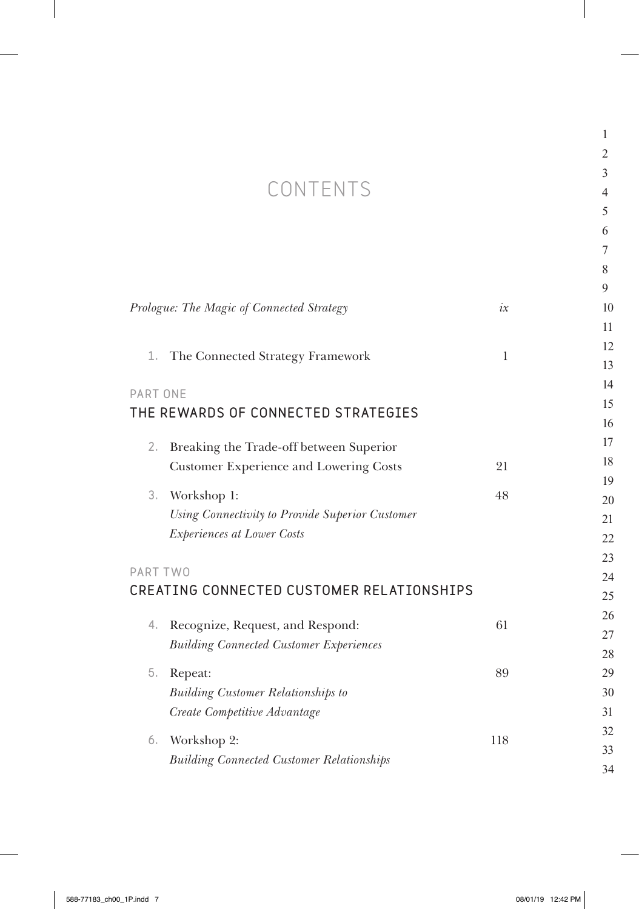# CONTENTS

*Prologue: The Magic of Connected Strategy* — *ix*

1. The Connected Strategy Framework — 1

## PART ONE
## THE REWARDS OF CONNECTED STRATEGIES

2. Breaking the Trade-off between Superior Customer Experience and Lowering Costs — 21

3. Workshop 1: *Using Connectivity to Provide Superior Customer Experiences at Lower Costs* — 48

## PART TWO
## CREATING CONNECTED CUSTOMER RELATIONSHIPS

4. Recognize, Request, and Respond: *Building Connected Customer Experiences* — 61

5. Repeat: *Building Customer Relationships to Create Competitive Advantage* — 89

6. Workshop 2: *Building Connected Customer Relationships* — 118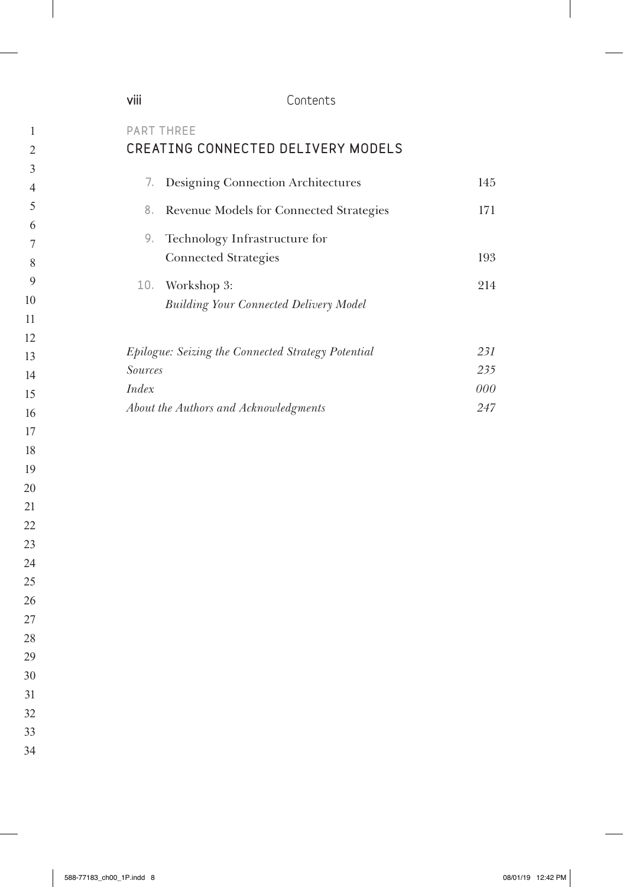## PART THREE

## CREATING CONNECTED DELIVERY MODELS

| | | |
|---|---|---|
| 7. | Designing Connection Architectures | 145 |
| 8. | Revenue Models for Connected Strategies | 171 |
| 9. | Technology Infrastructure for Connected Strategies | 193 |
| 10. | Workshop 3: *Building Your Connected Delivery Model* | 214 |

| | |
|---|---|
| *Epilogue: Seizing the Connected Strategy Potential* | *231* |
| *Sources* | *235* |
| *Index* | *000* |
| *About the Authors and Acknowledgments* | *247* |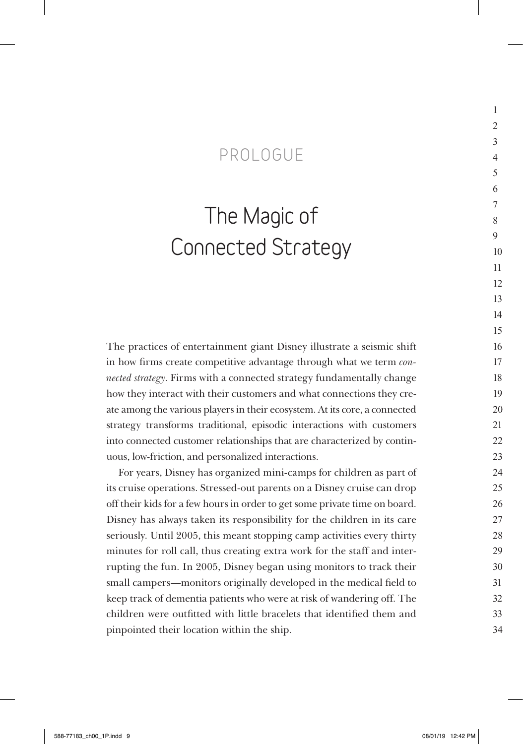# PROLOGUE

# The Magic of Connected Strategy

The practices of entertainment giant Disney illustrate a seismic shift in how firms create competitive advantage through what we term *connected strategy*. Firms with a connected strategy fundamentally change how they interact with their customers and what connections they create among the various players in their ecosystem. At its core, a connected strategy transforms traditional, episodic interactions with customers into connected customer relationships that are characterized by continuous, low-friction, and personalized interactions.

For years, Disney has organized mini-camps for children as part of its cruise operations. Stressed-out parents on a Disney cruise can drop off their kids for a few hours in order to get some private time on board. Disney has always taken its responsibility for the children in its care seriously. Until 2005, this meant stopping camp activities every thirty minutes for roll call, thus creating extra work for the staff and interrupting the fun. In 2005, Disney began using monitors to track their small campers—monitors originally developed in the medical field to keep track of dementia patients who were at risk of wandering off. The children were outfitted with little bracelets that identified them and pinpointed their location within the ship.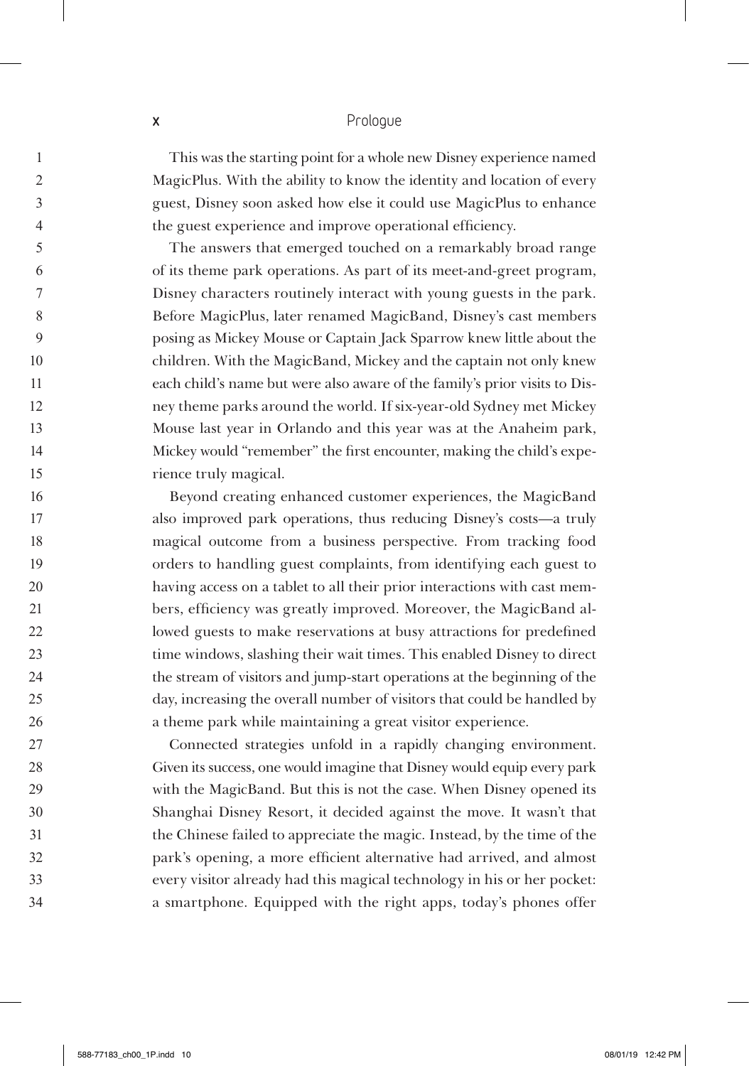This was the starting point for a whole new Disney experience named MagicPlus. With the ability to know the identity and location of every guest, Disney soon asked how else it could use MagicPlus to enhance the guest experience and improve operational efficiency.

The answers that emerged touched on a remarkably broad range of its theme park operations. As part of its meet-and-greet program, Disney characters routinely interact with young guests in the park. Before MagicPlus, later renamed MagicBand, Disney's cast members posing as Mickey Mouse or Captain Jack Sparrow knew little about the children. With the MagicBand, Mickey and the captain not only knew each child's name but were also aware of the family's prior visits to Disney theme parks around the world. If six-year-old Sydney met Mickey Mouse last year in Orlando and this year was at the Anaheim park, Mickey would "remember" the first encounter, making the child's experience truly magical.

Beyond creating enhanced customer experiences, the MagicBand also improved park operations, thus reducing Disney's costs—a truly magical outcome from a business perspective. From tracking food orders to handling guest complaints, from identifying each guest to having access on a tablet to all their prior interactions with cast members, efficiency was greatly improved. Moreover, the MagicBand allowed guests to make reservations at busy attractions for predefined time windows, slashing their wait times. This enabled Disney to direct the stream of visitors and jump-start operations at the beginning of the day, increasing the overall number of visitors that could be handled by a theme park while maintaining a great visitor experience.

Connected strategies unfold in a rapidly changing environment. Given its success, one would imagine that Disney would equip every park with the MagicBand. But this is not the case. When Disney opened its Shanghai Disney Resort, it decided against the move. It wasn't that the Chinese failed to appreciate the magic. Instead, by the time of the park's opening, a more efficient alternative had arrived, and almost every visitor already had this magical technology in his or her pocket: a smartphone. Equipped with the right apps, today's phones offer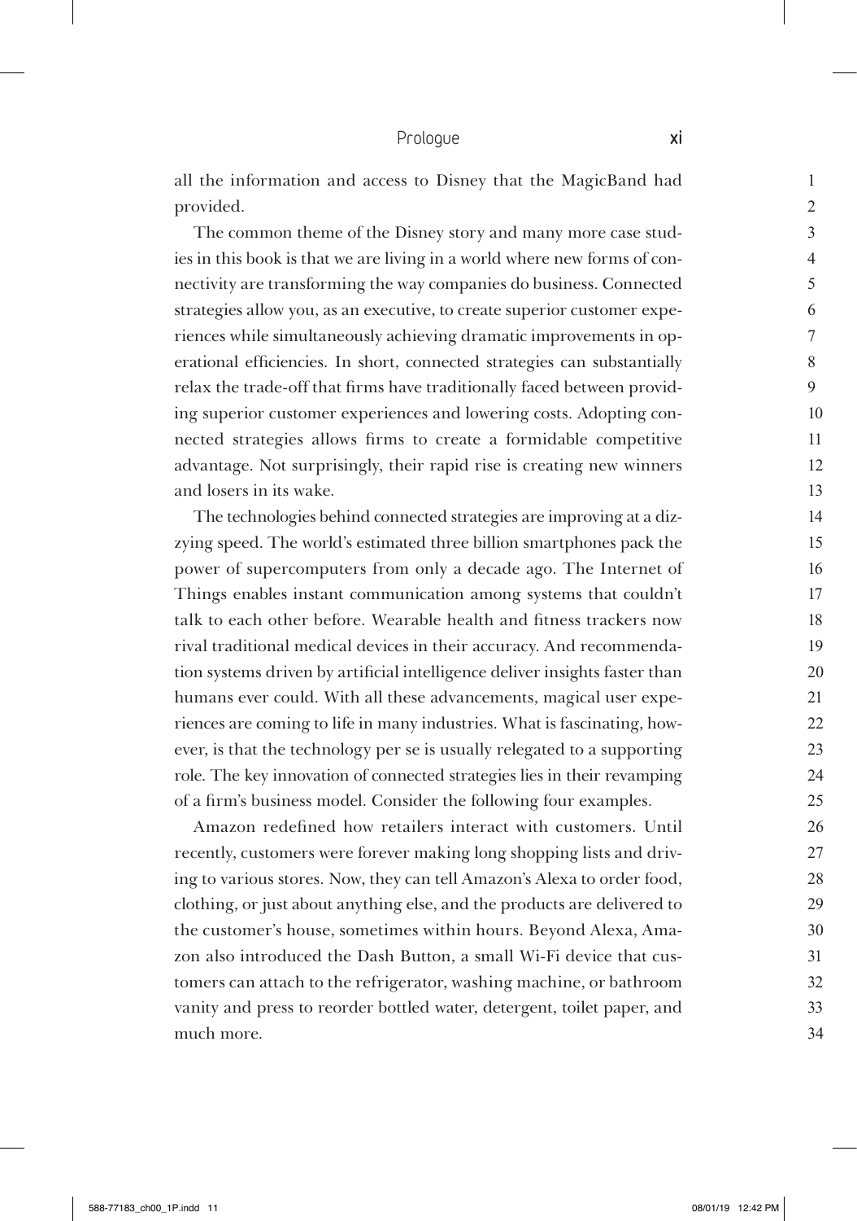all the information and access to Disney that the MagicBand had provided.

The common theme of the Disney story and many more case studies in this book is that we are living in a world where new forms of connectivity are transforming the way companies do business. Connected strategies allow you, as an executive, to create superior customer experiences while simultaneously achieving dramatic improvements in operational efficiencies. In short, connected strategies can substantially relax the trade-off that firms have traditionally faced between providing superior customer experiences and lowering costs. Adopting connected strategies allows firms to create a formidable competitive advantage. Not surprisingly, their rapid rise is creating new winners and losers in its wake.

The technologies behind connected strategies are improving at a dizzying speed. The world's estimated three billion smartphones pack the power of supercomputers from only a decade ago. The Internet of Things enables instant communication among systems that couldn't talk to each other before. Wearable health and fitness trackers now rival traditional medical devices in their accuracy. And recommendation systems driven by artificial intelligence deliver insights faster than humans ever could. With all these advancements, magical user experiences are coming to life in many industries. What is fascinating, however, is that the technology per se is usually relegated to a supporting role. The key innovation of connected strategies lies in their revamping of a firm's business model. Consider the following four examples.

Amazon redefined how retailers interact with customers. Until recently, customers were forever making long shopping lists and driving to various stores. Now, they can tell Amazon's Alexa to order food, clothing, or just about anything else, and the products are delivered to the customer's house, sometimes within hours. Beyond Alexa, Amazon also introduced the Dash Button, a small Wi-Fi device that customers can attach to the refrigerator, washing machine, or bathroom vanity and press to reorder bottled water, detergent, toilet paper, and much more.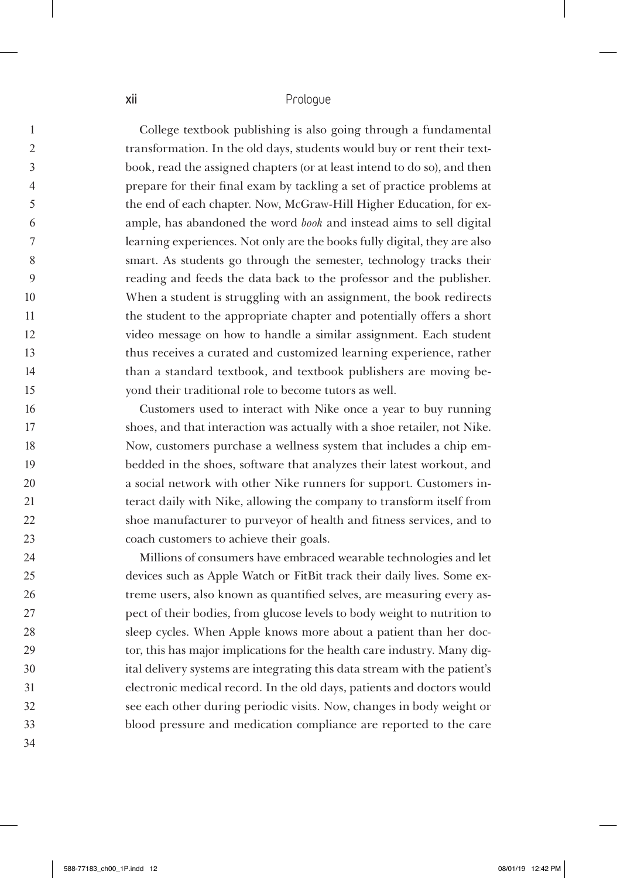College textbook publishing is also going through a fundamental transformation. In the old days, students would buy or rent their textbook, read the assigned chapters (or at least intend to do so), and then prepare for their final exam by tackling a set of practice problems at the end of each chapter. Now, McGraw-Hill Higher Education, for example, has abandoned the word *book* and instead aims to sell digital learning experiences. Not only are the books fully digital, they are also smart. As students go through the semester, technology tracks their reading and feeds the data back to the professor and the publisher. When a student is struggling with an assignment, the book redirects the student to the appropriate chapter and potentially offers a short video message on how to handle a similar assignment. Each student thus receives a curated and customized learning experience, rather than a standard textbook, and textbook publishers are moving beyond their traditional role to become tutors as well.

Customers used to interact with Nike once a year to buy running shoes, and that interaction was actually with a shoe retailer, not Nike. Now, customers purchase a wellness system that includes a chip embedded in the shoes, software that analyzes their latest workout, and a social network with other Nike runners for support. Customers interact daily with Nike, allowing the company to transform itself from shoe manufacturer to purveyor of health and fitness services, and to coach customers to achieve their goals.

Millions of consumers have embraced wearable technologies and let devices such as Apple Watch or FitBit track their daily lives. Some extreme users, also known as quantified selves, are measuring every aspect of their bodies, from glucose levels to body weight to nutrition to sleep cycles. When Apple knows more about a patient than her doctor, this has major implications for the health care industry. Many digital delivery systems are integrating this data stream with the patient's electronic medical record. In the old days, patients and doctors would see each other during periodic visits. Now, changes in body weight or blood pressure and medication compliance are reported to the care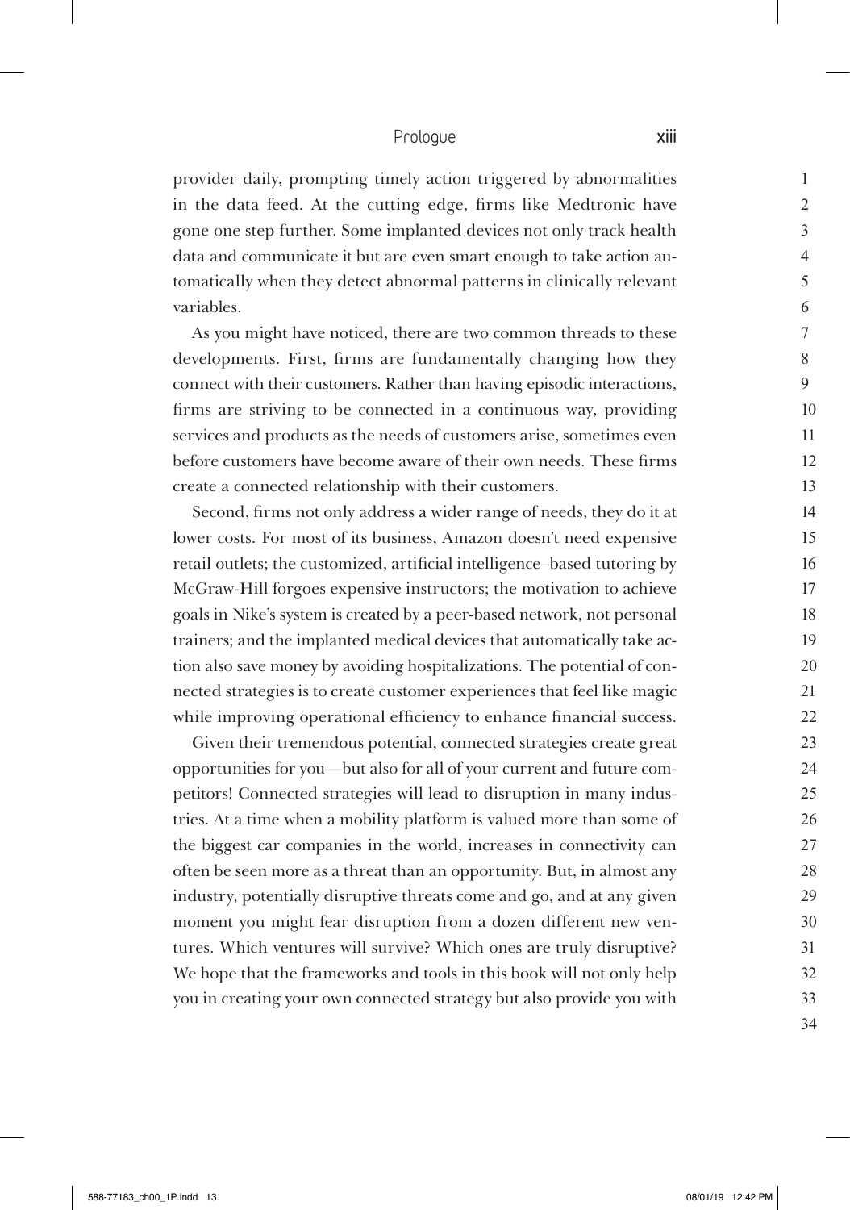provider daily, prompting timely action triggered by abnormalities in the data feed. At the cutting edge, firms like Medtronic have gone one step further. Some implanted devices not only track health data and communicate it but are even smart enough to take action automatically when they detect abnormal patterns in clinically relevant variables.

As you might have noticed, there are two common threads to these developments. First, firms are fundamentally changing how they connect with their customers. Rather than having episodic interactions, firms are striving to be connected in a continuous way, providing services and products as the needs of customers arise, sometimes even before customers have become aware of their own needs. These firms create a connected relationship with their customers.

Second, firms not only address a wider range of needs, they do it at lower costs. For most of its business, Amazon doesn't need expensive retail outlets; the customized, artificial intelligence–based tutoring by McGraw-Hill forgoes expensive instructors; the motivation to achieve goals in Nike's system is created by a peer-based network, not personal trainers; and the implanted medical devices that automatically take action also save money by avoiding hospitalizations. The potential of connected strategies is to create customer experiences that feel like magic while improving operational efficiency to enhance financial success.

Given their tremendous potential, connected strategies create great opportunities for you—but also for all of your current and future competitors! Connected strategies will lead to disruption in many industries. At a time when a mobility platform is valued more than some of the biggest car companies in the world, increases in connectivity can often be seen more as a threat than an opportunity. But, in almost any industry, potentially disruptive threats come and go, and at any given moment you might fear disruption from a dozen different new ventures. Which ventures will survive? Which ones are truly disruptive? We hope that the frameworks and tools in this book will not only help you in creating your own connected strategy but also provide you with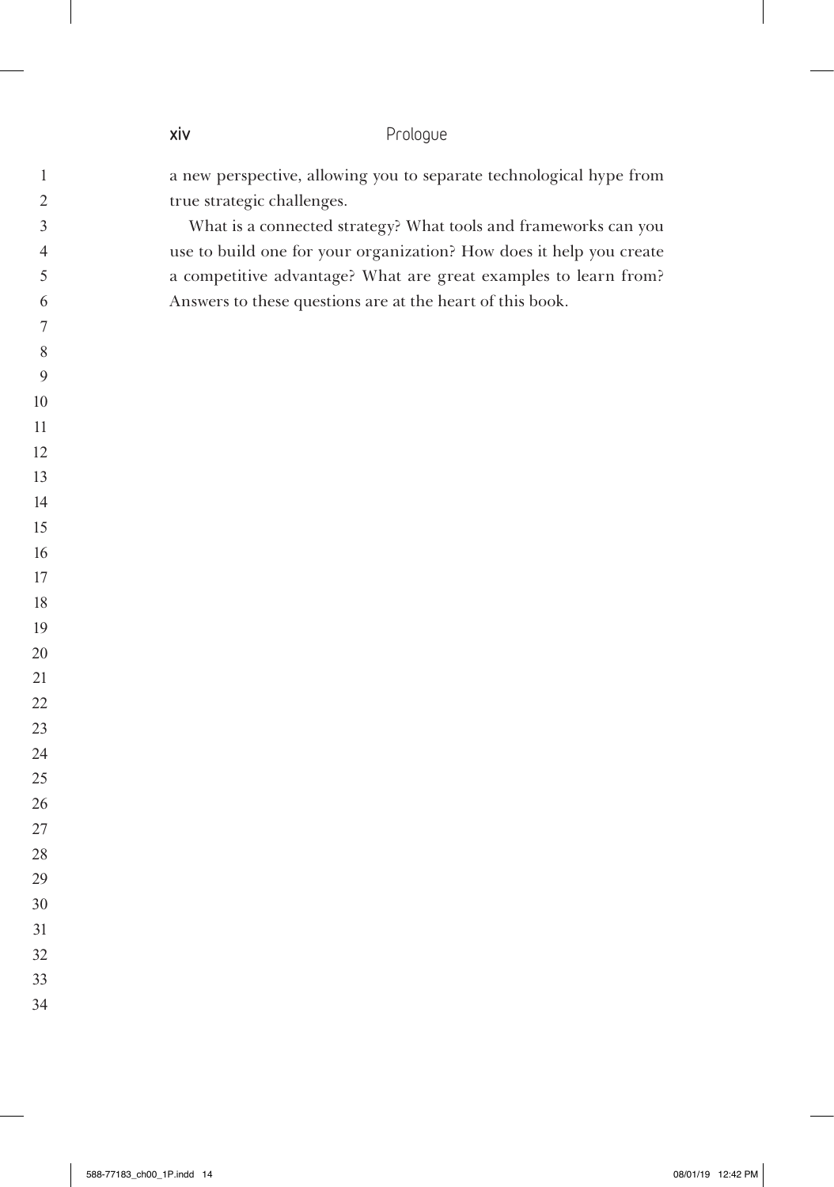a new perspective, allowing you to separate technological hype from true strategic challenges.

What is a connected strategy? What tools and frameworks can you use to build one for your organization? How does it help you create a competitive advantage? What are great examples to learn from? Answers to these questions are at the heart of this book.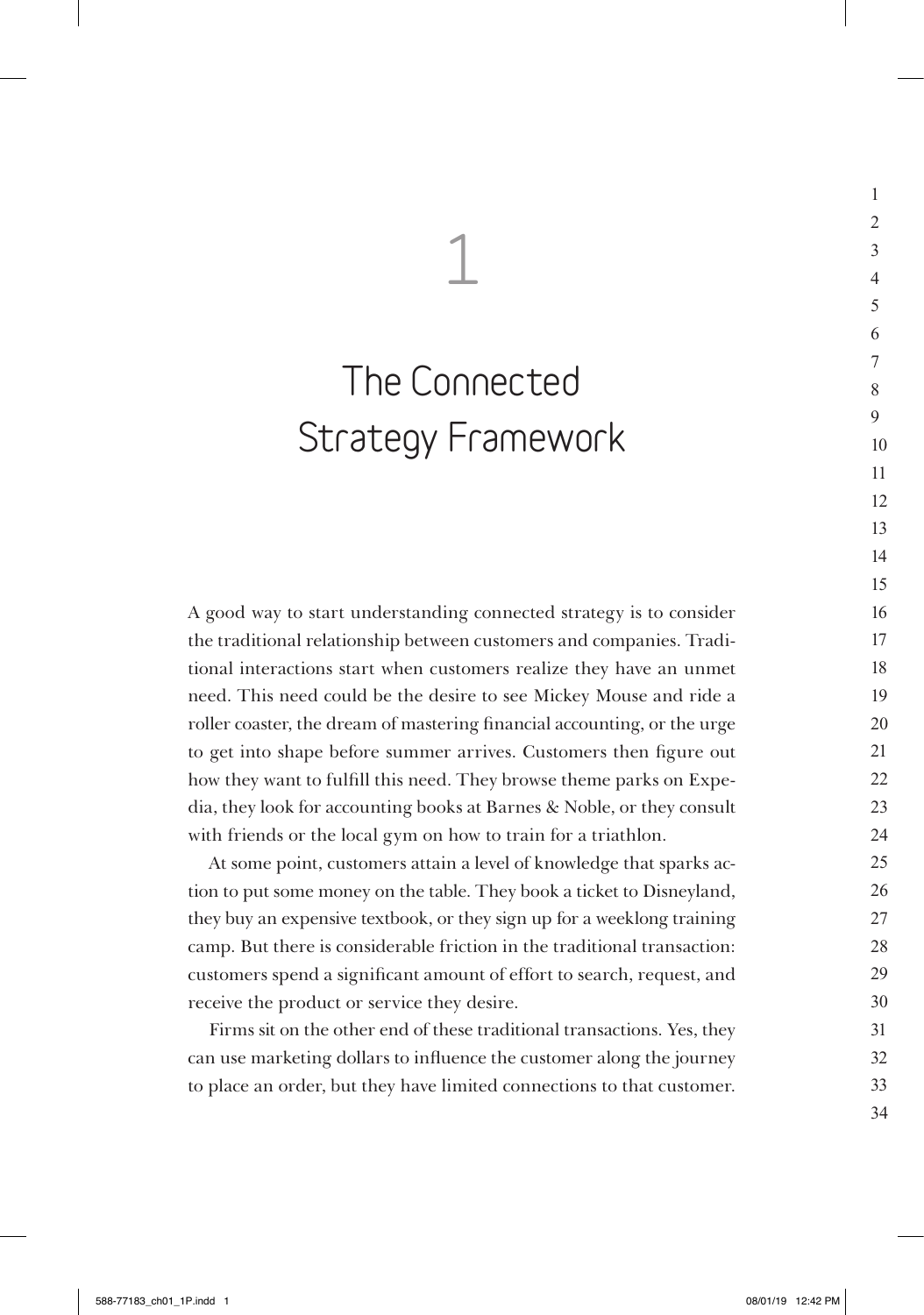# 1

# The Connected Strategy Framework

A good way to start understanding connected strategy is to consider the traditional relationship between customers and companies. Traditional interactions start when customers realize they have an unmet need. This need could be the desire to see Mickey Mouse and ride a roller coaster, the dream of mastering financial accounting, or the urge to get into shape before summer arrives. Customers then figure out how they want to fulfill this need. They browse theme parks on Expedia, they look for accounting books at Barnes & Noble, or they consult with friends or the local gym on how to train for a triathlon.

At some point, customers attain a level of knowledge that sparks action to put some money on the table. They book a ticket to Disneyland, they buy an expensive textbook, or they sign up for a weeklong training camp. But there is considerable friction in the traditional transaction: customers spend a significant amount of effort to search, request, and receive the product or service they desire.

Firms sit on the other end of these traditional transactions. Yes, they can use marketing dollars to influence the customer along the journey to place an order, but they have limited connections to that customer.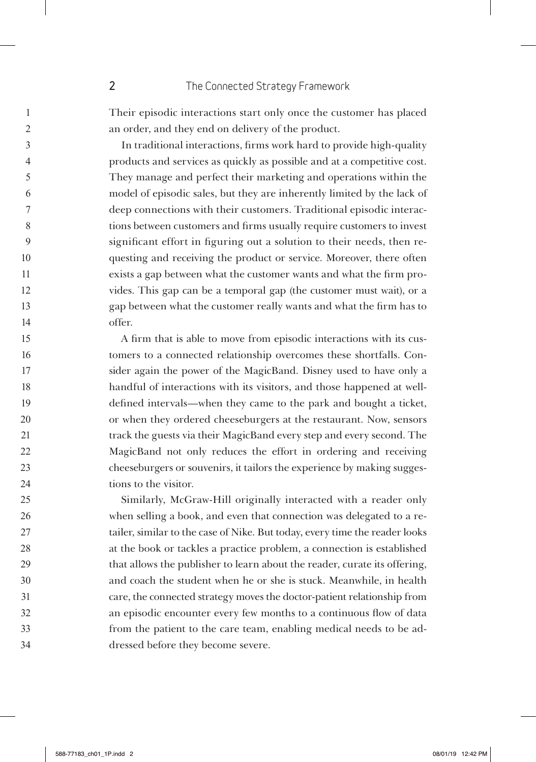Their episodic interactions start only once the customer has placed an order, and they end on delivery of the product.

In traditional interactions, firms work hard to provide high-quality products and services as quickly as possible and at a competitive cost. They manage and perfect their marketing and operations within the model of episodic sales, but they are inherently limited by the lack of deep connections with their customers. Traditional episodic interactions between customers and firms usually require customers to invest significant effort in figuring out a solution to their needs, then requesting and receiving the product or service. Moreover, there often exists a gap between what the customer wants and what the firm provides. This gap can be a temporal gap (the customer must wait), or a gap between what the customer really wants and what the firm has to offer.

A firm that is able to move from episodic interactions with its customers to a connected relationship overcomes these shortfalls. Consider again the power of the MagicBand. Disney used to have only a handful of interactions with its visitors, and those happened at well-defined intervals—when they came to the park and bought a ticket, or when they ordered cheeseburgers at the restaurant. Now, sensors track the guests via their MagicBand every step and every second. The MagicBand not only reduces the effort in ordering and receiving cheeseburgers or souvenirs, it tailors the experience by making suggestions to the visitor.

Similarly, McGraw-Hill originally interacted with a reader only when selling a book, and even that connection was delegated to a retailer, similar to the case of Nike. But today, every time the reader looks at the book or tackles a practice problem, a connection is established that allows the publisher to learn about the reader, curate its offering, and coach the student when he or she is stuck. Meanwhile, in health care, the connected strategy moves the doctor-patient relationship from an episodic encounter every few months to a continuous flow of data from the patient to the care team, enabling medical needs to be addressed before they become severe.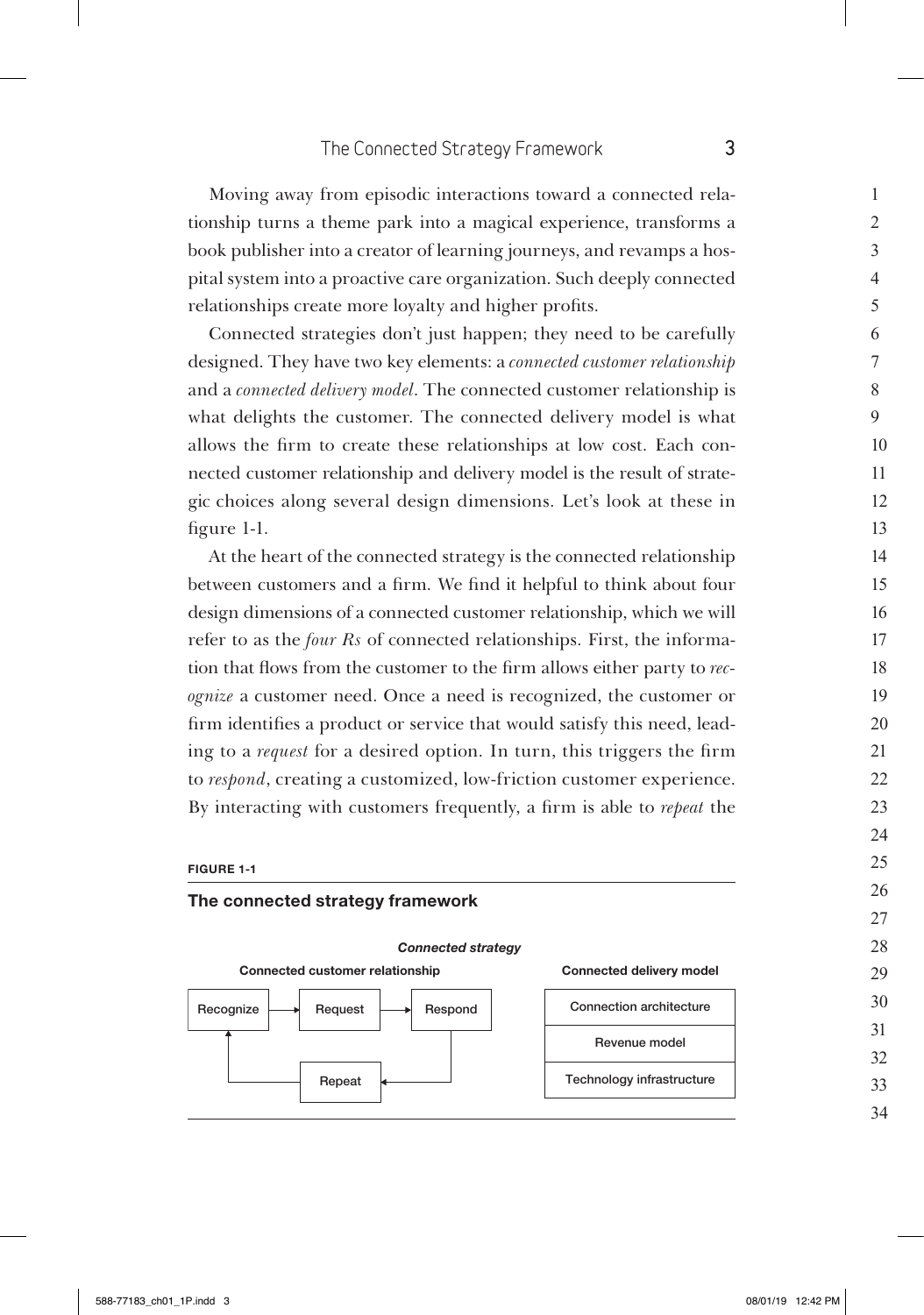Moving away from episodic interactions toward a connected relationship turns a theme park into a magical experience, transforms a book publisher into a creator of learning journeys, and revamps a hospital system into a proactive care organization. Such deeply connected relationships create more loyalty and higher profits.

Connected strategies don't just happen; they need to be carefully designed. They have two key elements: a *connected customer relationship* and a *connected delivery model*. The connected customer relationship is what delights the customer. The connected delivery model is what allows the firm to create these relationships at low cost. Each connected customer relationship and delivery model is the result of strategic choices along several design dimensions. Let's look at these in figure 1-1.

At the heart of the connected strategy is the connected relationship between customers and a firm. We find it helpful to think about four design dimensions of a connected customer relationship, which we will refer to as the *four Rs* of connected relationships. First, the information that flows from the customer to the firm allows either party to *recognize* a customer need. Once a need is recognized, the customer or firm identifies a product or service that would satisfy this need, leading to a *request* for a desired option. In turn, this triggers the firm to *respond*, creating a customized, low-friction customer experience. By interacting with customers frequently, a firm is able to *repeat* the

**FIGURE 1-1**

**The connected strategy framework**

***Connected strategy***

| Connected customer relationship | Connected delivery model |
|---|---|
| Recognize → Request → Respond → Repeat → (back to Recognize) | Connection architecture |
| | Revenue model |
| | Technology infrastructure |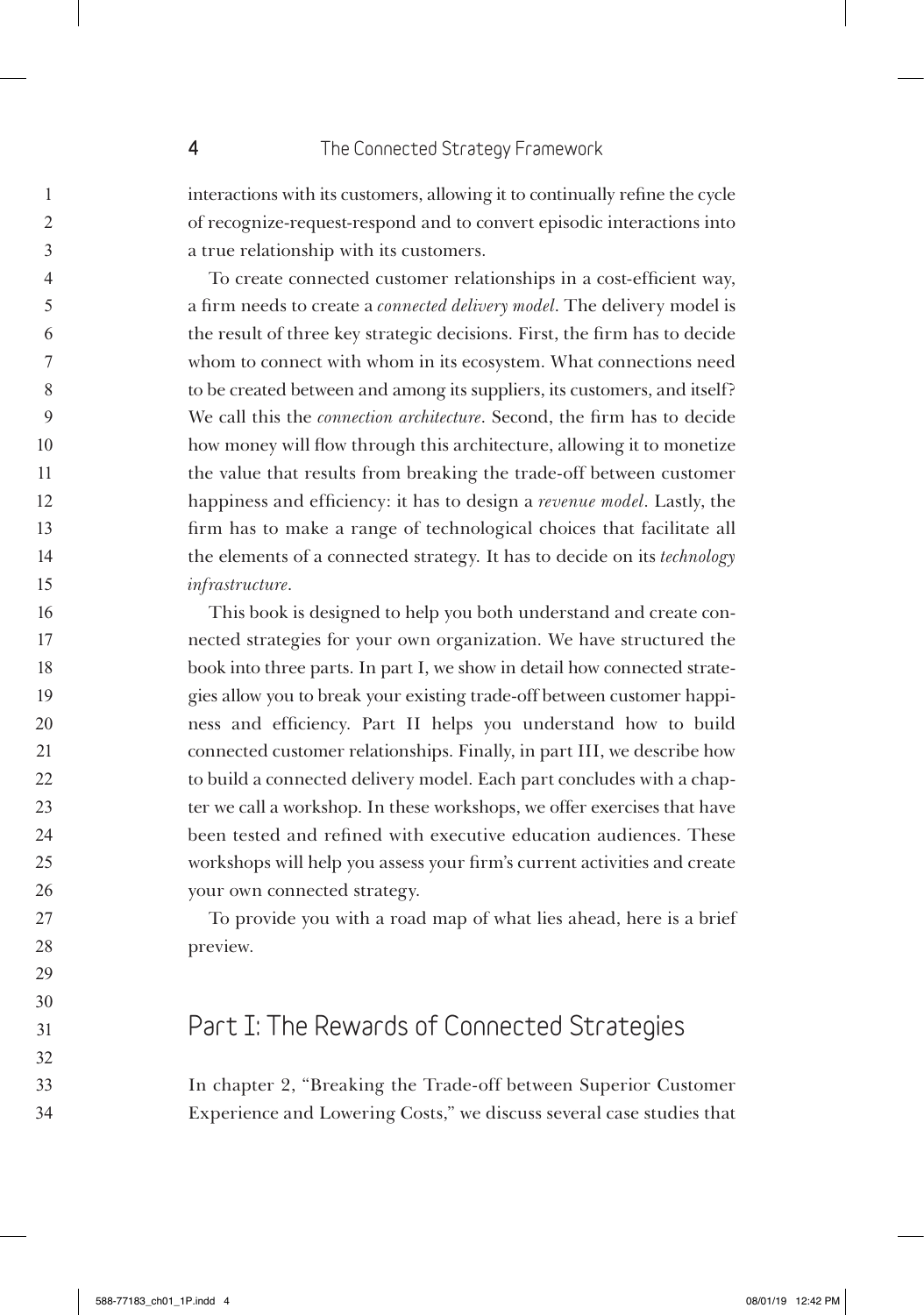interactions with its customers, allowing it to continually refine the cycle of recognize-request-respond and to convert episodic interactions into a true relationship with its customers.

To create connected customer relationships in a cost-efficient way, a firm needs to create a *connected delivery model*. The delivery model is the result of three key strategic decisions. First, the firm has to decide whom to connect with whom in its ecosystem. What connections need to be created between and among its suppliers, its customers, and itself? We call this the *connection architecture*. Second, the firm has to decide how money will flow through this architecture, allowing it to monetize the value that results from breaking the trade-off between customer happiness and efficiency: it has to design a *revenue model*. Lastly, the firm has to make a range of technological choices that facilitate all the elements of a connected strategy. It has to decide on its *technology infrastructure*.

This book is designed to help you both understand and create connected strategies for your own organization. We have structured the book into three parts. In part I, we show in detail how connected strategies allow you to break your existing trade-off between customer happiness and efficiency. Part II helps you understand how to build connected customer relationships. Finally, in part III, we describe how to build a connected delivery model. Each part concludes with a chapter we call a workshop. In these workshops, we offer exercises that have been tested and refined with executive education audiences. These workshops will help you assess your firm's current activities and create your own connected strategy.

To provide you with a road map of what lies ahead, here is a brief preview.

## Part I: The Rewards of Connected Strategies

In chapter 2, "Breaking the Trade-off between Superior Customer Experience and Lowering Costs," we discuss several case studies that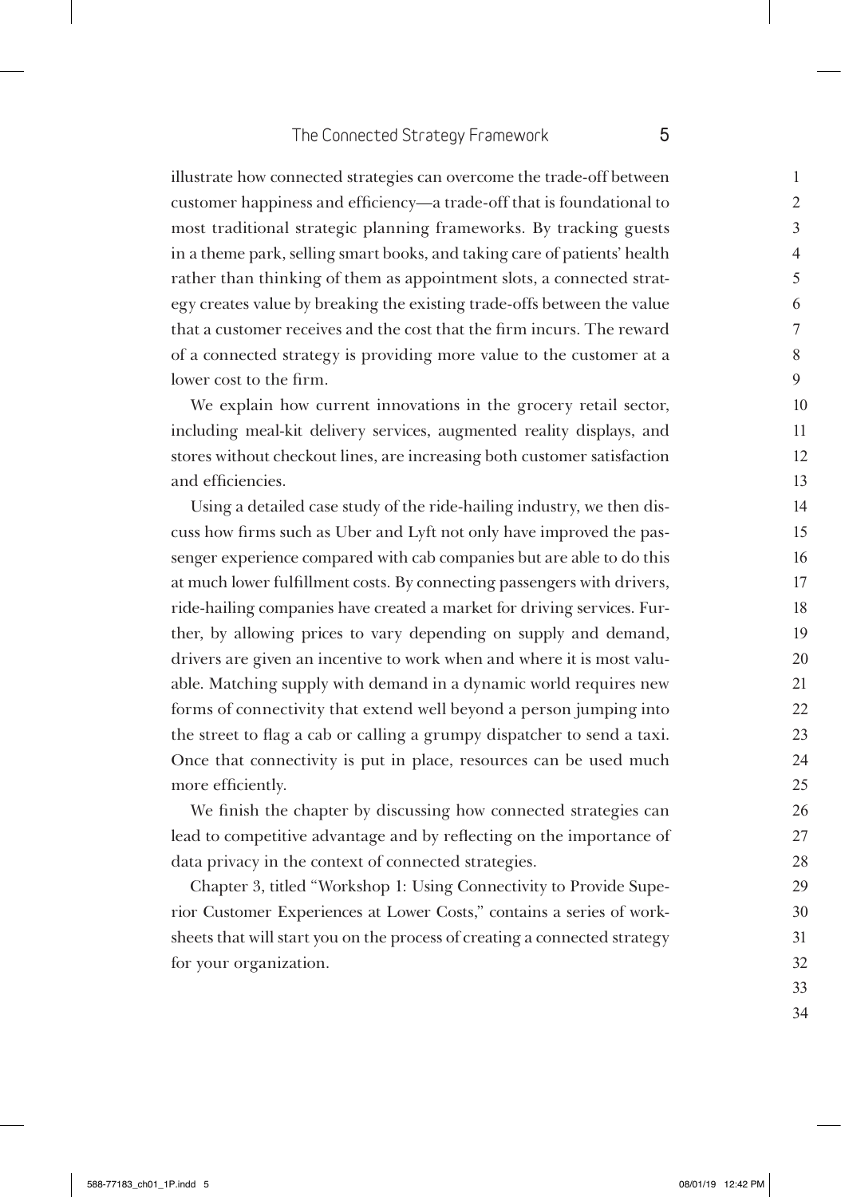illustrate how connected strategies can overcome the trade-off between customer happiness and efficiency—a trade-off that is foundational to most traditional strategic planning frameworks. By tracking guests in a theme park, selling smart books, and taking care of patients' health rather than thinking of them as appointment slots, a connected strategy creates value by breaking the existing trade-offs between the value that a customer receives and the cost that the firm incurs. The reward of a connected strategy is providing more value to the customer at a lower cost to the firm.

We explain how current innovations in the grocery retail sector, including meal-kit delivery services, augmented reality displays, and stores without checkout lines, are increasing both customer satisfaction and efficiencies.

Using a detailed case study of the ride-hailing industry, we then discuss how firms such as Uber and Lyft not only have improved the passenger experience compared with cab companies but are able to do this at much lower fulfillment costs. By connecting passengers with drivers, ride-hailing companies have created a market for driving services. Further, by allowing prices to vary depending on supply and demand, drivers are given an incentive to work when and where it is most valuable. Matching supply with demand in a dynamic world requires new forms of connectivity that extend well beyond a person jumping into the street to flag a cab or calling a grumpy dispatcher to send a taxi. Once that connectivity is put in place, resources can be used much more efficiently.

We finish the chapter by discussing how connected strategies can lead to competitive advantage and by reflecting on the importance of data privacy in the context of connected strategies.

Chapter 3, titled "Workshop 1: Using Connectivity to Provide Superior Customer Experiences at Lower Costs," contains a series of worksheets that will start you on the process of creating a connected strategy for your organization.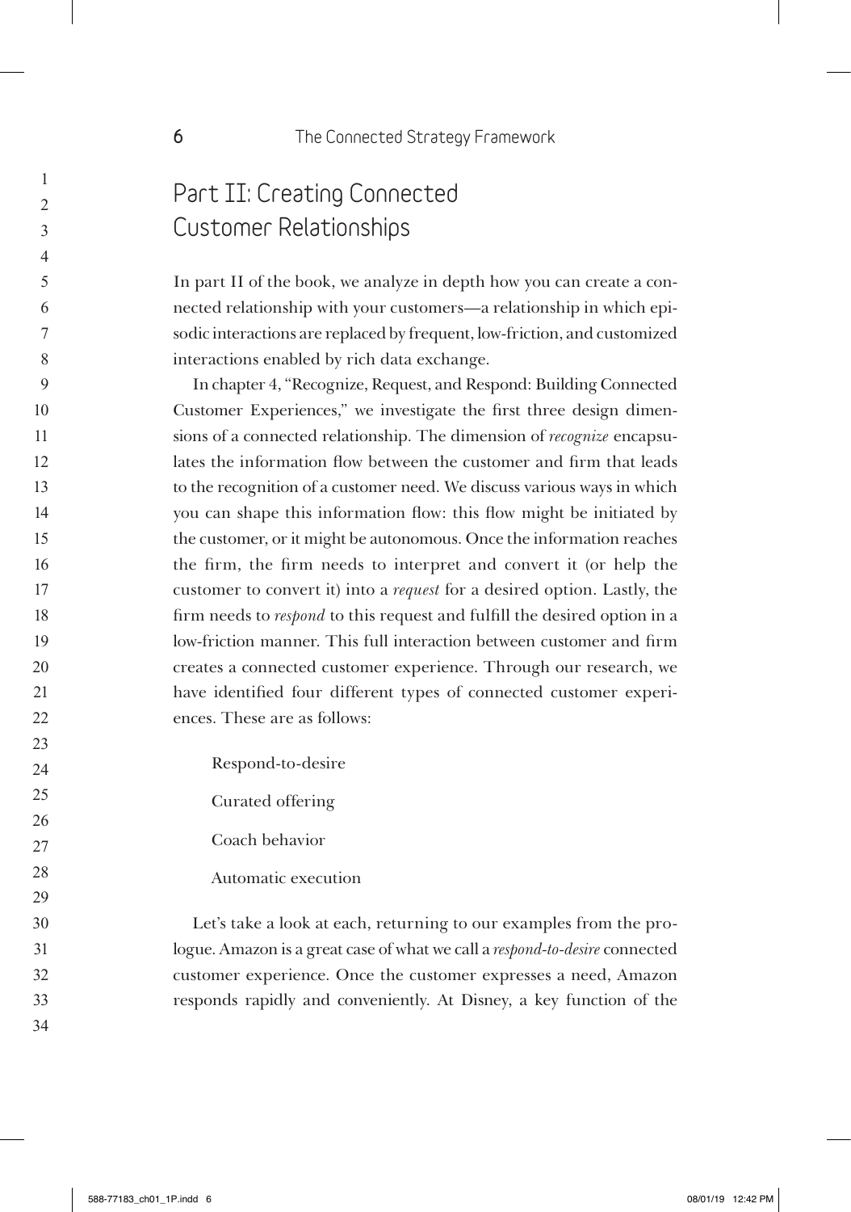## Part II: Creating Connected Customer Relationships

In part II of the book, we analyze in depth how you can create a connected relationship with your customers—a relationship in which episodic interactions are replaced by frequent, low-friction, and customized interactions enabled by rich data exchange.

In chapter 4, "Recognize, Request, and Respond: Building Connected Customer Experiences," we investigate the first three design dimensions of a connected relationship. The dimension of *recognize* encapsulates the information flow between the customer and firm that leads to the recognition of a customer need. We discuss various ways in which you can shape this information flow: this flow might be initiated by the customer, or it might be autonomous. Once the information reaches the firm, the firm needs to interpret and convert it (or help the customer to convert it) into a *request* for a desired option. Lastly, the firm needs to *respond* to this request and fulfill the desired option in a low-friction manner. This full interaction between customer and firm creates a connected customer experience. Through our research, we have identified four different types of connected customer experiences. These are as follows:

Respond-to-desire

Curated offering

Coach behavior

Automatic execution

Let's take a look at each, returning to our examples from the prologue. Amazon is a great case of what we call a *respond-to-desire* connected customer experience. Once the customer expresses a need, Amazon responds rapidly and conveniently. At Disney, a key function of the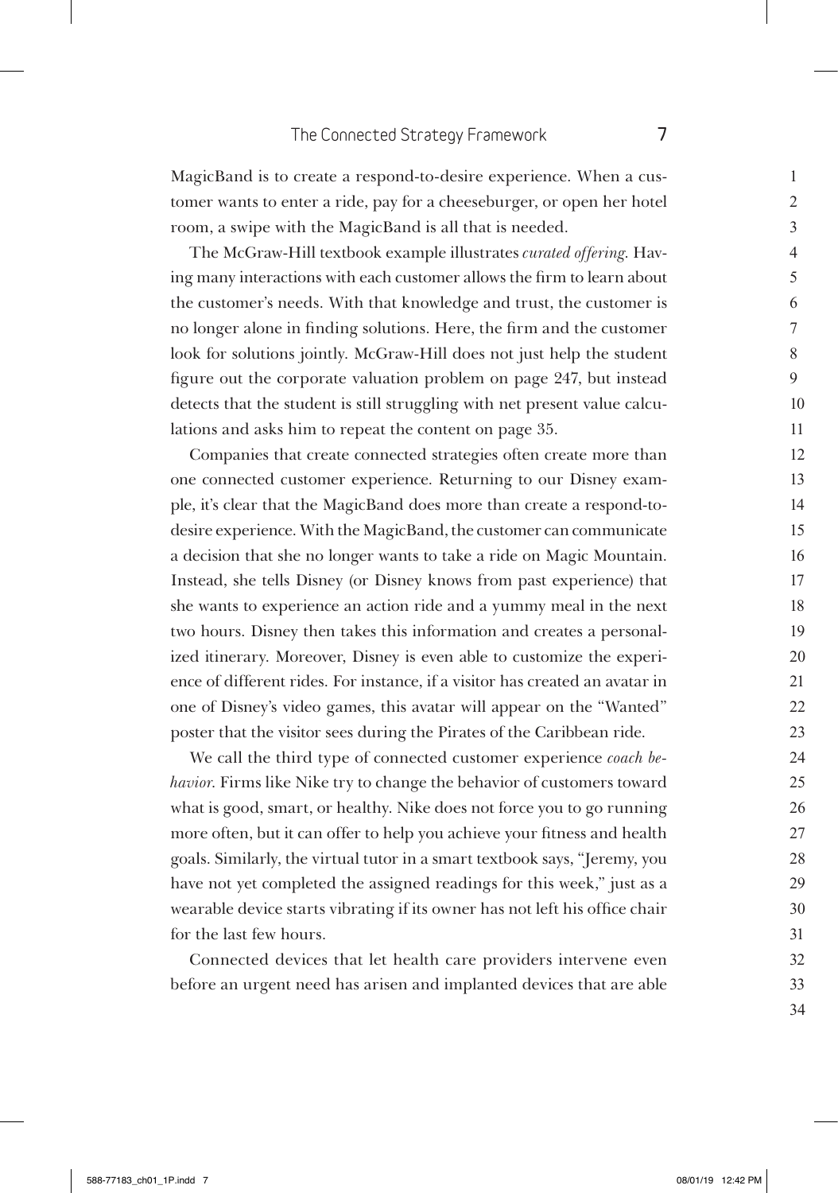MagicBand is to create a respond-to-desire experience. When a customer wants to enter a ride, pay for a cheeseburger, or open her hotel room, a swipe with the MagicBand is all that is needed.

The McGraw-Hill textbook example illustrates *curated offering*. Having many interactions with each customer allows the firm to learn about the customer's needs. With that knowledge and trust, the customer is no longer alone in finding solutions. Here, the firm and the customer look for solutions jointly. McGraw-Hill does not just help the student figure out the corporate valuation problem on page 247, but instead detects that the student is still struggling with net present value calculations and asks him to repeat the content on page 35.

Companies that create connected strategies often create more than one connected customer experience. Returning to our Disney example, it's clear that the MagicBand does more than create a respond-to-desire experience. With the MagicBand, the customer can communicate a decision that she no longer wants to take a ride on Magic Mountain. Instead, she tells Disney (or Disney knows from past experience) that she wants to experience an action ride and a yummy meal in the next two hours. Disney then takes this information and creates a personalized itinerary. Moreover, Disney is even able to customize the experience of different rides. For instance, if a visitor has created an avatar in one of Disney's video games, this avatar will appear on the "Wanted" poster that the visitor sees during the Pirates of the Caribbean ride.

We call the third type of connected customer experience *coach behavior*. Firms like Nike try to change the behavior of customers toward what is good, smart, or healthy. Nike does not force you to go running more often, but it can offer to help you achieve your fitness and health goals. Similarly, the virtual tutor in a smart textbook says, "Jeremy, you have not yet completed the assigned readings for this week," just as a wearable device starts vibrating if its owner has not left his office chair for the last few hours.

Connected devices that let health care providers intervene even before an urgent need has arisen and implanted devices that are able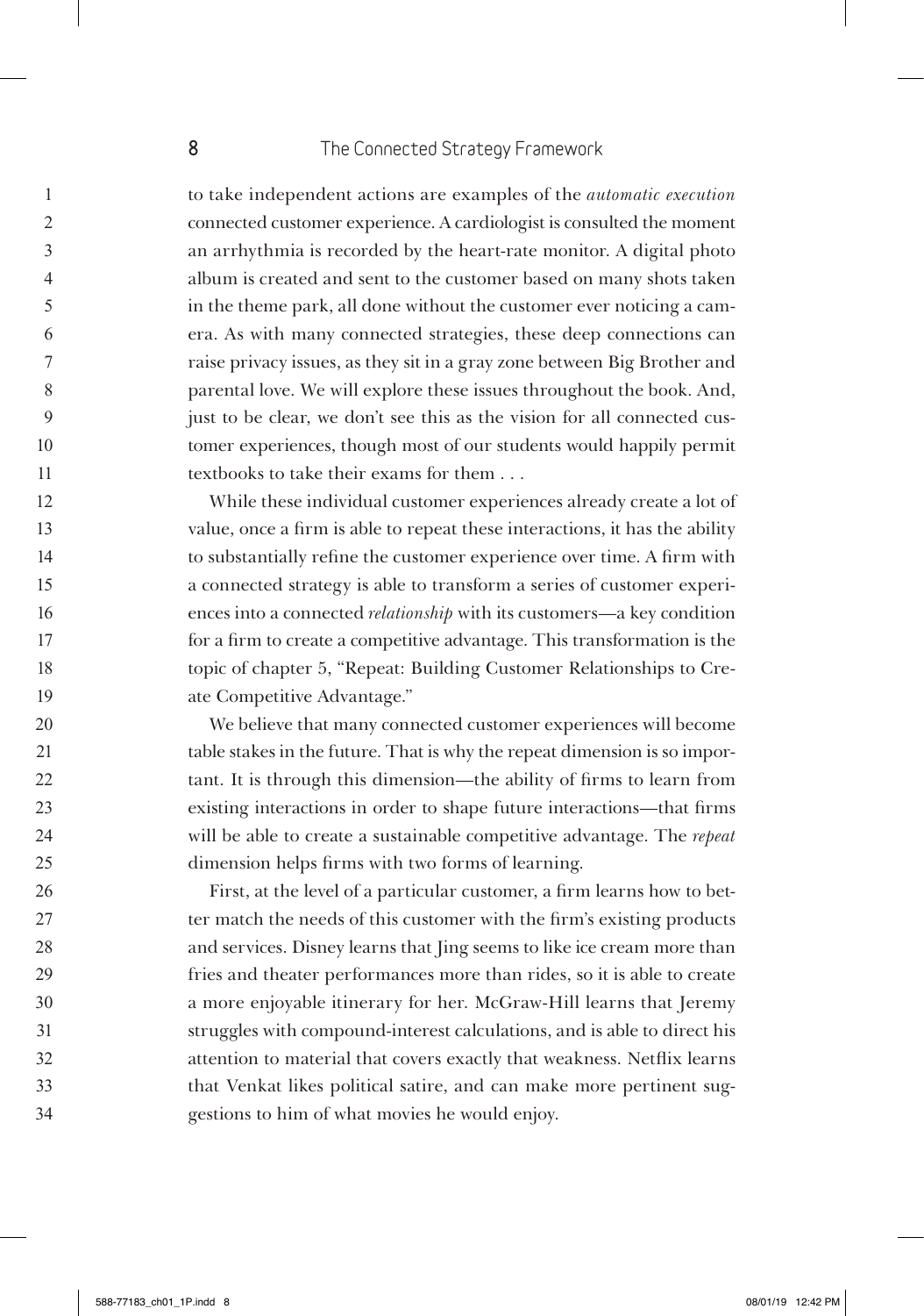to take independent actions are examples of the *automatic execution* connected customer experience. A cardiologist is consulted the moment an arrhythmia is recorded by the heart-rate monitor. A digital photo album is created and sent to the customer based on many shots taken in the theme park, all done without the customer ever noticing a camera. As with many connected strategies, these deep connections can raise privacy issues, as they sit in a gray zone between Big Brother and parental love. We will explore these issues throughout the book. And, just to be clear, we don't see this as the vision for all connected customer experiences, though most of our students would happily permit textbooks to take their exams for them . . .

While these individual customer experiences already create a lot of value, once a firm is able to repeat these interactions, it has the ability to substantially refine the customer experience over time. A firm with a connected strategy is able to transform a series of customer experiences into a connected *relationship* with its customers—a key condition for a firm to create a competitive advantage. This transformation is the topic of chapter 5, "Repeat: Building Customer Relationships to Create Competitive Advantage."

We believe that many connected customer experiences will become table stakes in the future. That is why the repeat dimension is so important. It is through this dimension—the ability of firms to learn from existing interactions in order to shape future interactions—that firms will be able to create a sustainable competitive advantage. The *repeat* dimension helps firms with two forms of learning.

First, at the level of a particular customer, a firm learns how to better match the needs of this customer with the firm's existing products and services. Disney learns that Jing seems to like ice cream more than fries and theater performances more than rides, so it is able to create a more enjoyable itinerary for her. McGraw-Hill learns that Jeremy struggles with compound-interest calculations, and is able to direct his attention to material that covers exactly that weakness. Netflix learns that Venkat likes political satire, and can make more pertinent suggestions to him of what movies he would enjoy.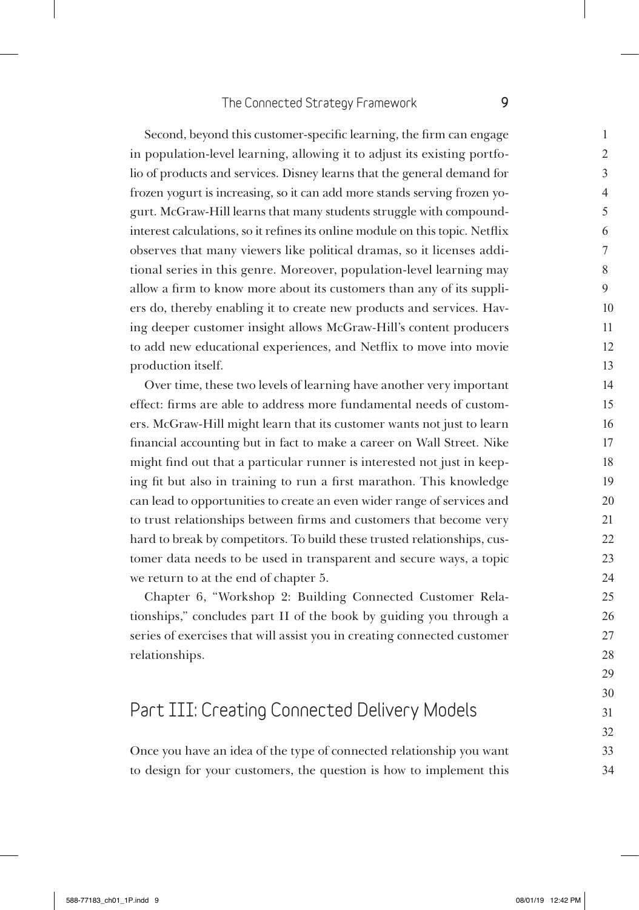Second, beyond this customer-specific learning, the firm can engage in population-level learning, allowing it to adjust its existing portfolio of products and services. Disney learns that the general demand for frozen yogurt is increasing, so it can add more stands serving frozen yogurt. McGraw-Hill learns that many students struggle with compound-interest calculations, so it refines its online module on this topic. Netflix observes that many viewers like political dramas, so it licenses additional series in this genre. Moreover, population-level learning may allow a firm to know more about its customers than any of its suppliers do, thereby enabling it to create new products and services. Having deeper customer insight allows McGraw-Hill's content producers to add new educational experiences, and Netflix to move into movie production itself.

Over time, these two levels of learning have another very important effect: firms are able to address more fundamental needs of customers. McGraw-Hill might learn that its customer wants not just to learn financial accounting but in fact to make a career on Wall Street. Nike might find out that a particular runner is interested not just in keeping fit but also in training to run a first marathon. This knowledge can lead to opportunities to create an even wider range of services and to trust relationships between firms and customers that become very hard to break by competitors. To build these trusted relationships, customer data needs to be used in transparent and secure ways, a topic we return to at the end of chapter 5.

Chapter 6, "Workshop 2: Building Connected Customer Relationships," concludes part II of the book by guiding you through a series of exercises that will assist you in creating connected customer relationships.

## Part III: Creating Connected Delivery Models

Once you have an idea of the type of connected relationship you want to design for your customers, the question is how to implement this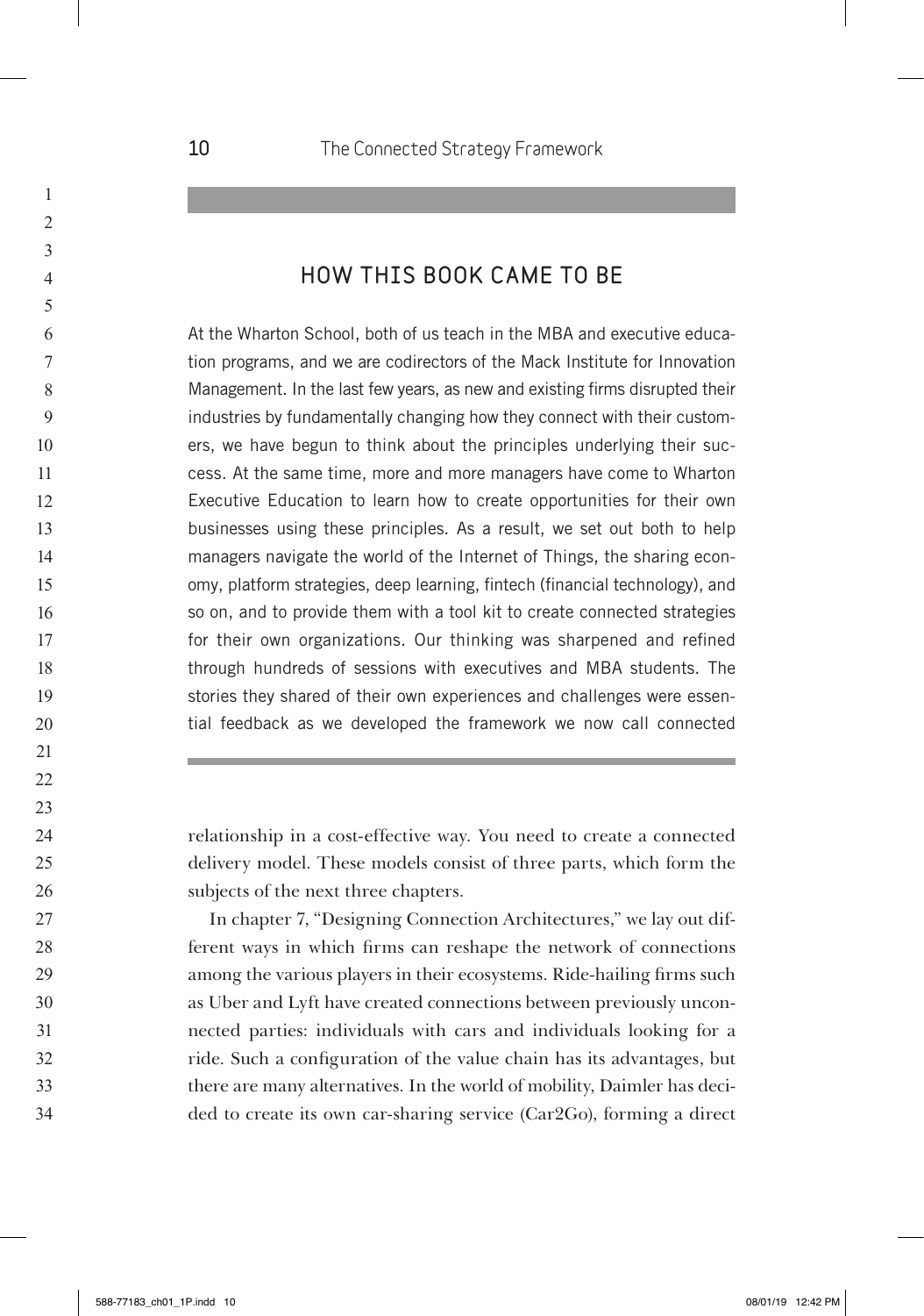## HOW THIS BOOK CAME TO BE

At the Wharton School, both of us teach in the MBA and executive education programs, and we are codirectors of the Mack Institute for Innovation Management. In the last few years, as new and existing firms disrupted their industries by fundamentally changing how they connect with their customers, we have begun to think about the principles underlying their success. At the same time, more and more managers have come to Wharton Executive Education to learn how to create opportunities for their own businesses using these principles. As a result, we set out both to help managers navigate the world of the Internet of Things, the sharing economy, platform strategies, deep learning, fintech (financial technology), and so on, and to provide them with a tool kit to create connected strategies for their own organizations. Our thinking was sharpened and refined through hundreds of sessions with executives and MBA students. The stories they shared of their own experiences and challenges were essential feedback as we developed the framework we now call connected

---

relationship in a cost-effective way. You need to create a connected delivery model. These models consist of three parts, which form the subjects of the next three chapters.

In chapter 7, "Designing Connection Architectures," we lay out different ways in which firms can reshape the network of connections among the various players in their ecosystems. Ride-hailing firms such as Uber and Lyft have created connections between previously unconnected parties: individuals with cars and individuals looking for a ride. Such a configuration of the value chain has its advantages, but there are many alternatives. In the world of mobility, Daimler has decided to create its own car-sharing service (Car2Go), forming a direct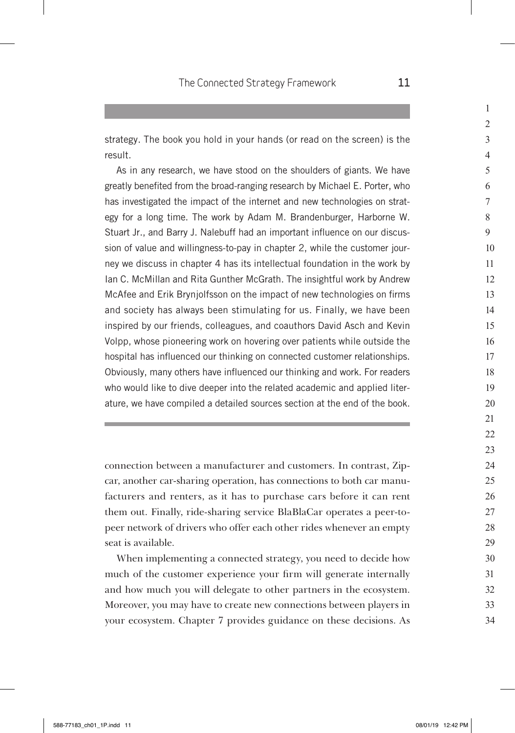strategy. The book you hold in your hands (or read on the screen) is the result.

As in any research, we have stood on the shoulders of giants. We have greatly benefited from the broad-ranging research by Michael E. Porter, who has investigated the impact of the internet and new technologies on strategy for a long time. The work by Adam M. Brandenburger, Harborne W. Stuart Jr., and Barry J. Nalebuff had an important influence on our discussion of value and willingness-to-pay in chapter 2, while the customer journey we discuss in chapter 4 has its intellectual foundation in the work by Ian C. McMillan and Rita Gunther McGrath. The insightful work by Andrew McAfee and Erik Brynjolfsson on the impact of new technologies on firms and society has always been stimulating for us. Finally, we have been inspired by our friends, colleagues, and coauthors David Asch and Kevin Volpp, whose pioneering work on hovering over patients while outside the hospital has influenced our thinking on connected customer relationships. Obviously, many others have influenced our thinking and work. For readers who would like to dive deeper into the related academic and applied literature, we have compiled a detailed sources section at the end of the book.

---

connection between a manufacturer and customers. In contrast, Zipcar, another car-sharing operation, has connections to both car manufacturers and renters, as it has to purchase cars before it can rent them out. Finally, ride-sharing service BlaBlaCar operates a peer-to-peer network of drivers who offer each other rides whenever an empty seat is available.

When implementing a connected strategy, you need to decide how much of the customer experience your firm will generate internally and how much you will delegate to other partners in the ecosystem. Moreover, you may have to create new connections between players in your ecosystem. Chapter 7 provides guidance on these decisions. As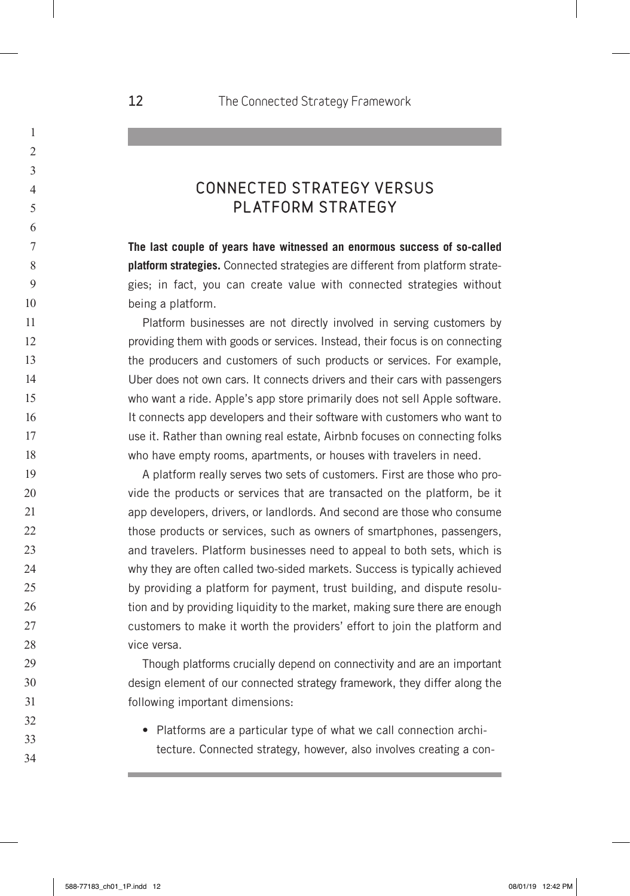## CONNECTED STRATEGY VERSUS PLATFORM STRATEGY

**The last couple of years have witnessed an enormous success of so-called platform strategies.** Connected strategies are different from platform strategies; in fact, you can create value with connected strategies without being a platform.

Platform businesses are not directly involved in serving customers by providing them with goods or services. Instead, their focus is on connecting the producers and customers of such products or services. For example, Uber does not own cars. It connects drivers and their cars with passengers who want a ride. Apple's app store primarily does not sell Apple software. It connects app developers and their software with customers who want to use it. Rather than owning real estate, Airbnb focuses on connecting folks who have empty rooms, apartments, or houses with travelers in need.

A platform really serves two sets of customers. First are those who provide the products or services that are transacted on the platform, be it app developers, drivers, or landlords. And second are those who consume those products or services, such as owners of smartphones, passengers, and travelers. Platform businesses need to appeal to both sets, which is why they are often called two-sided markets. Success is typically achieved by providing a platform for payment, trust building, and dispute resolution and by providing liquidity to the market, making sure there are enough customers to make it worth the providers' effort to join the platform and vice versa.

Though platforms crucially depend on connectivity and are an important design element of our connected strategy framework, they differ along the following important dimensions:

- Platforms are a particular type of what we call connection architecture. Connected strategy, however, also involves creating a con-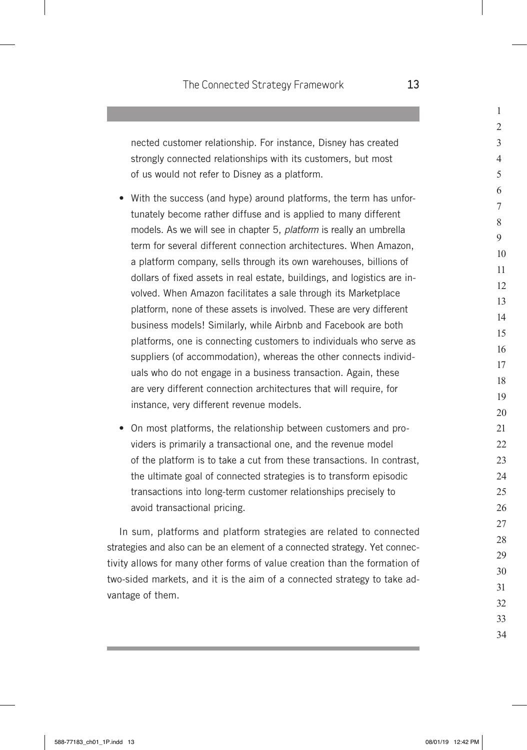nected customer relationship. For instance, Disney has created strongly connected relationships with its customers, but most of us would not refer to Disney as a platform.

- With the success (and hype) around platforms, the term has unfortunately become rather diffuse and is applied to many different models. As we will see in chapter 5, *platform* is really an umbrella term for several different connection architectures. When Amazon, a platform company, sells through its own warehouses, billions of dollars of fixed assets in real estate, buildings, and logistics are involved. When Amazon facilitates a sale through its Marketplace platform, none of these assets is involved. These are very different business models! Similarly, while Airbnb and Facebook are both platforms, one is connecting customers to individuals who serve as suppliers (of accommodation), whereas the other connects individuals who do not engage in a business transaction. Again, these are very different connection architectures that will require, for instance, very different revenue models.

- On most platforms, the relationship between customers and providers is primarily a transactional one, and the revenue model of the platform is to take a cut from these transactions. In contrast, the ultimate goal of connected strategies is to transform episodic transactions into long-term customer relationships precisely to avoid transactional pricing.

In sum, platforms and platform strategies are related to connected strategies and also can be an element of a connected strategy. Yet connectivity allows for many other forms of value creation than the formation of two-sided markets, and it is the aim of a connected strategy to take advantage of them.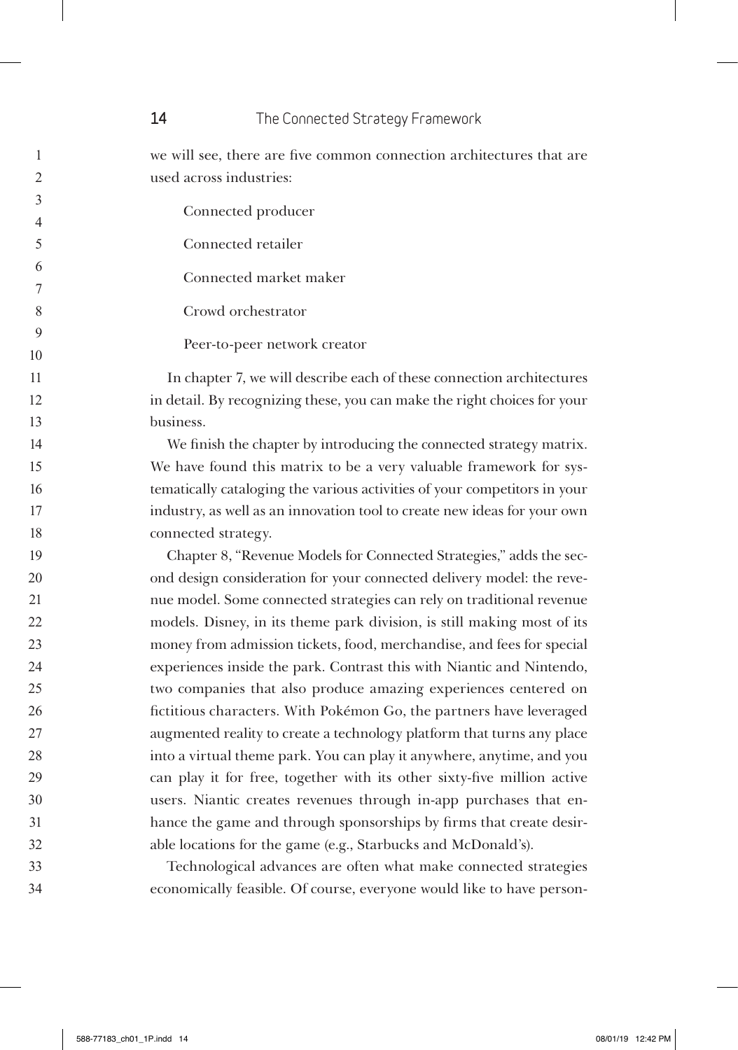we will see, there are five common connection architectures that are used across industries:

Connected producer

Connected retailer

Connected market maker

Crowd orchestrator

Peer-to-peer network creator

In chapter 7, we will describe each of these connection architectures in detail. By recognizing these, you can make the right choices for your business.

We finish the chapter by introducing the connected strategy matrix. We have found this matrix to be a very valuable framework for systematically cataloging the various activities of your competitors in your industry, as well as an innovation tool to create new ideas for your own connected strategy.

Chapter 8, "Revenue Models for Connected Strategies," adds the second design consideration for your connected delivery model: the revenue model. Some connected strategies can rely on traditional revenue models. Disney, in its theme park division, is still making most of its money from admission tickets, food, merchandise, and fees for special experiences inside the park. Contrast this with Niantic and Nintendo, two companies that also produce amazing experiences centered on fictitious characters. With Pokémon Go, the partners have leveraged augmented reality to create a technology platform that turns any place into a virtual theme park. You can play it anywhere, anytime, and you can play it for free, together with its other sixty-five million active users. Niantic creates revenues through in-app purchases that enhance the game and through sponsorships by firms that create desirable locations for the game (e.g., Starbucks and McDonald's).

Technological advances are often what make connected strategies economically feasible. Of course, everyone would like to have person-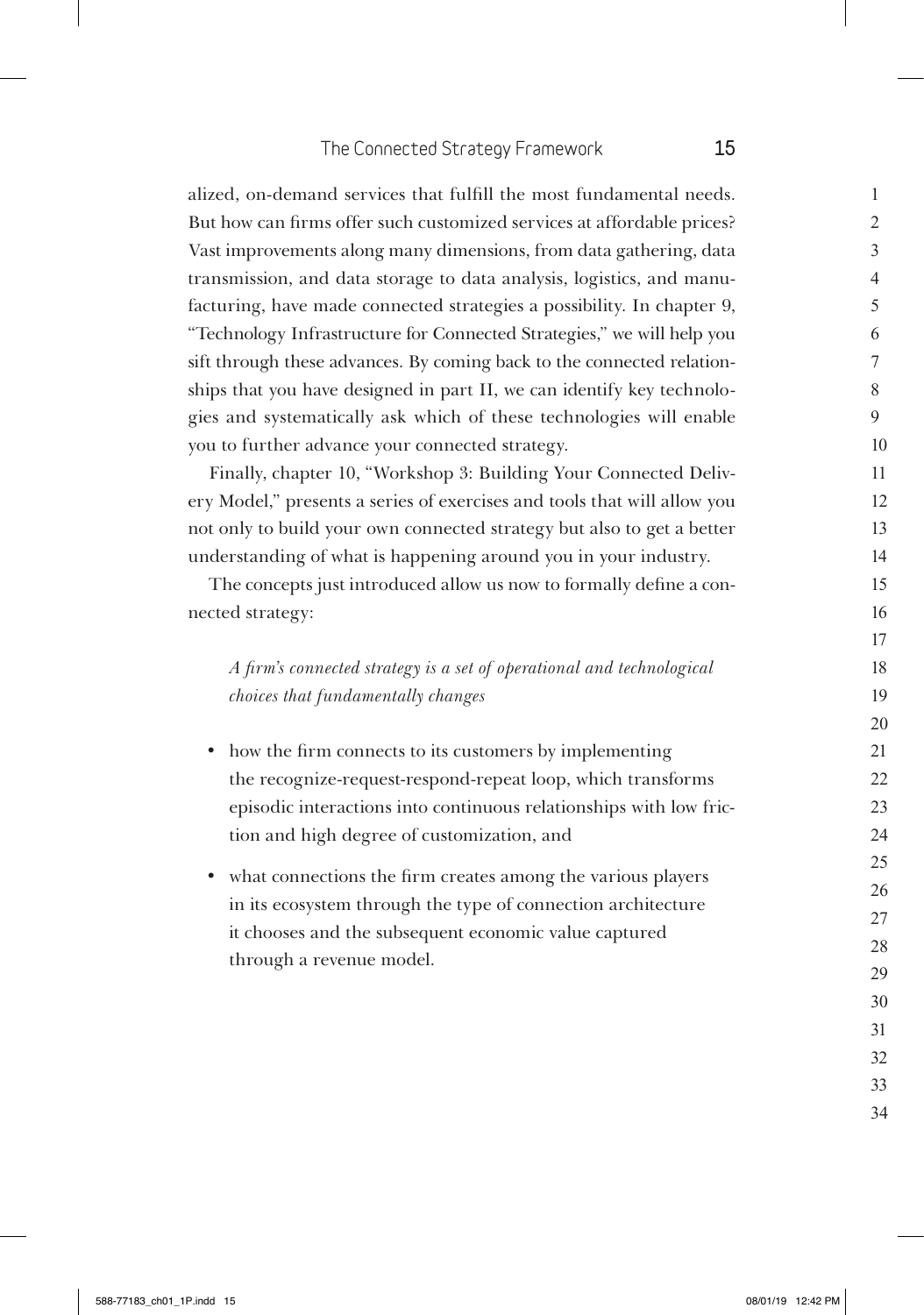alized, on-demand services that fulfill the most fundamental needs. But how can firms offer such customized services at affordable prices? Vast improvements along many dimensions, from data gathering, data transmission, and data storage to data analysis, logistics, and manufacturing, have made connected strategies a possibility. In chapter 9, "Technology Infrastructure for Connected Strategies," we will help you sift through these advances. By coming back to the connected relationships that you have designed in part II, we can identify key technologies and systematically ask which of these technologies will enable you to further advance your connected strategy.

Finally, chapter 10, "Workshop 3: Building Your Connected Delivery Model," presents a series of exercises and tools that will allow you not only to build your own connected strategy but also to get a better understanding of what is happening around you in your industry.

The concepts just introduced allow us now to formally define a connected strategy:

> *A firm's connected strategy is a set of operational and technological choices that fundamentally changes*

- how the firm connects to its customers by implementing the recognize-request-respond-repeat loop, which transforms episodic interactions into continuous relationships with low friction and high degree of customization, and
- what connections the firm creates among the various players in its ecosystem through the type of connection architecture it chooses and the subsequent economic value captured through a revenue model.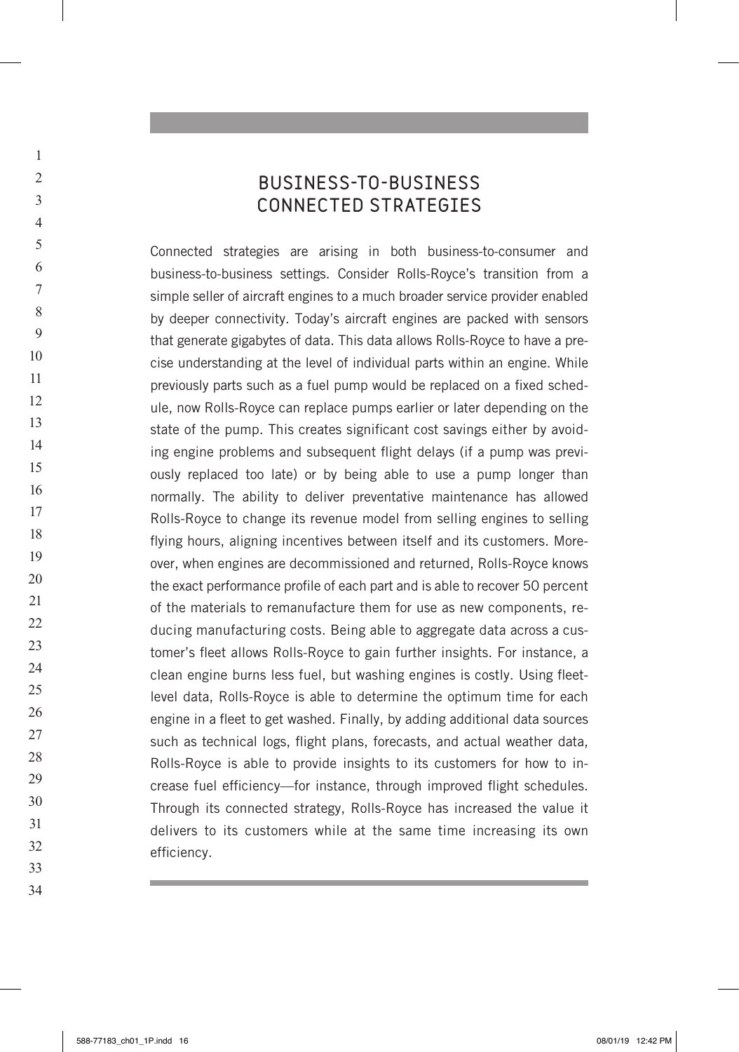## BUSINESS-TO-BUSINESS CONNECTED STRATEGIES

Connected strategies are arising in both business-to-consumer and business-to-business settings. Consider Rolls-Royce's transition from a simple seller of aircraft engines to a much broader service provider enabled by deeper connectivity. Today's aircraft engines are packed with sensors that generate gigabytes of data. This data allows Rolls-Royce to have a precise understanding at the level of individual parts within an engine. While previously parts such as a fuel pump would be replaced on a fixed schedule, now Rolls-Royce can replace pumps earlier or later depending on the state of the pump. This creates significant cost savings either by avoiding engine problems and subsequent flight delays (if a pump was previously replaced too late) or by being able to use a pump longer than normally. The ability to deliver preventative maintenance has allowed Rolls-Royce to change its revenue model from selling engines to selling flying hours, aligning incentives between itself and its customers. Moreover, when engines are decommissioned and returned, Rolls-Royce knows the exact performance profile of each part and is able to recover 50 percent of the materials to remanufacture them for use as new components, reducing manufacturing costs. Being able to aggregate data across a customer's fleet allows Rolls-Royce to gain further insights. For instance, a clean engine burns less fuel, but washing engines is costly. Using fleet-level data, Rolls-Royce is able to determine the optimum time for each engine in a fleet to get washed. Finally, by adding additional data sources such as technical logs, flight plans, forecasts, and actual weather data, Rolls-Royce is able to provide insights to its customers for how to increase fuel efficiency—for instance, through improved flight schedules. Through its connected strategy, Rolls-Royce has increased the value it delivers to its customers while at the same time increasing its own efficiency.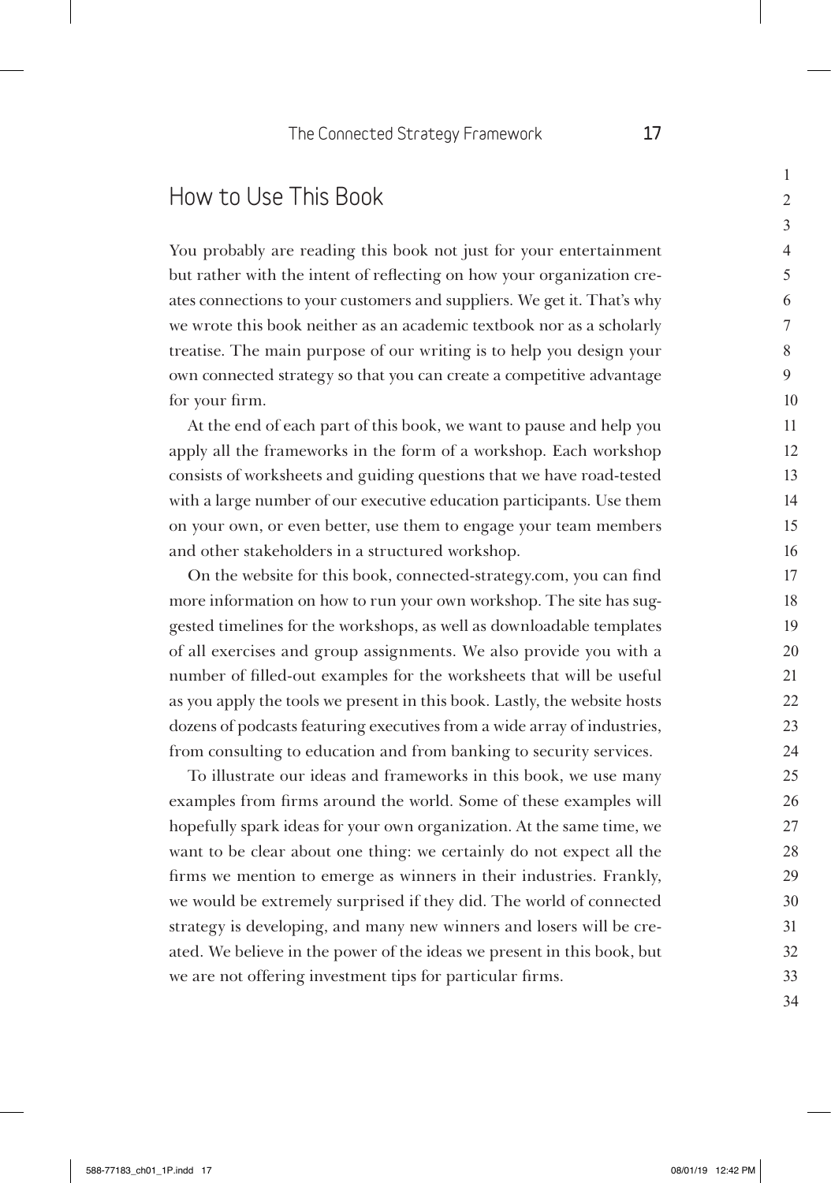## How to Use This Book

You probably are reading this book not just for your entertainment but rather with the intent of reflecting on how your organization creates connections to your customers and suppliers. We get it. That's why we wrote this book neither as an academic textbook nor as a scholarly treatise. The main purpose of our writing is to help you design your own connected strategy so that you can create a competitive advantage for your firm.

At the end of each part of this book, we want to pause and help you apply all the frameworks in the form of a workshop. Each workshop consists of worksheets and guiding questions that we have road-tested with a large number of our executive education participants. Use them on your own, or even better, use them to engage your team members and other stakeholders in a structured workshop.

On the website for this book, connected-strategy.com, you can find more information on how to run your own workshop. The site has suggested timelines for the workshops, as well as downloadable templates of all exercises and group assignments. We also provide you with a number of filled-out examples for the worksheets that will be useful as you apply the tools we present in this book. Lastly, the website hosts dozens of podcasts featuring executives from a wide array of industries, from consulting to education and from banking to security services.

To illustrate our ideas and frameworks in this book, we use many examples from firms around the world. Some of these examples will hopefully spark ideas for your own organization. At the same time, we want to be clear about one thing: we certainly do not expect all the firms we mention to emerge as winners in their industries. Frankly, we would be extremely surprised if they did. The world of connected strategy is developing, and many new winners and losers will be created. We believe in the power of the ideas we present in this book, but we are not offering investment tips for particular firms.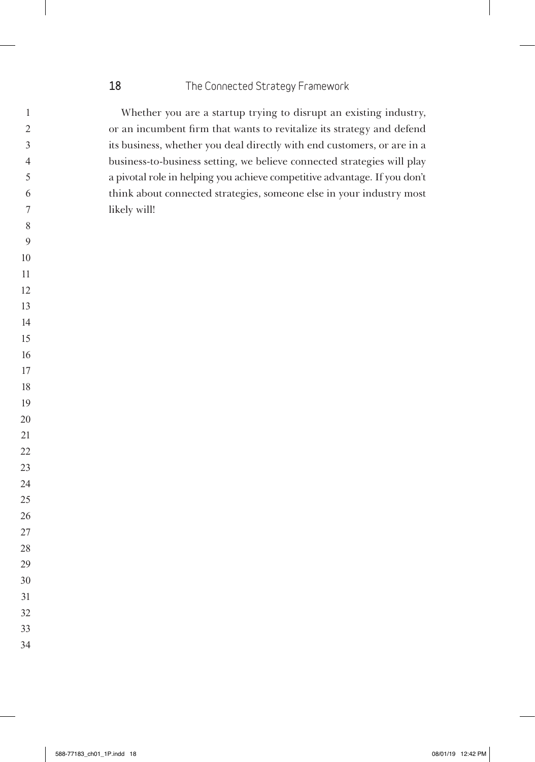Whether you are a startup trying to disrupt an existing industry, or an incumbent firm that wants to revitalize its strategy and defend its business, whether you deal directly with end customers, or are in a business-to-business setting, we believe connected strategies will play a pivotal role in helping you achieve competitive advantage. If you don't think about connected strategies, someone else in your industry most likely will!